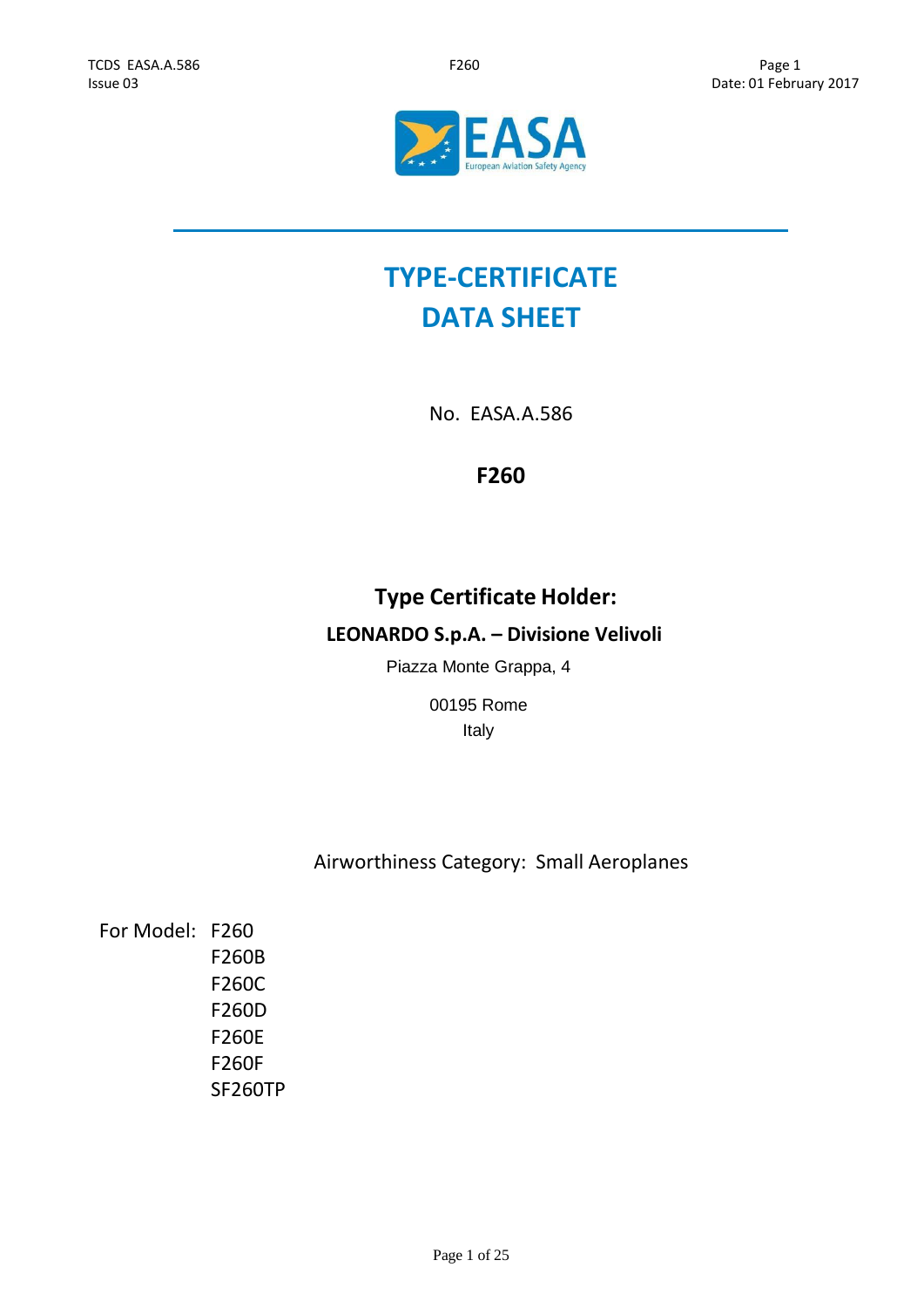# TYPE-CERTIFICATE DATA SHEET

No. EASA.A.586

**F260**

## Type Certificate Holder:

**LEONARDO S.p.A. – Divisione Velivoli**

Piazza Monte Grappa, 4

00195 Rome

Italy

Airworthiness Category: Small Aeroplanes

For Model:
- F260
- F260B
- F260C
- F260D
- F260E
- F260F
- SF260TP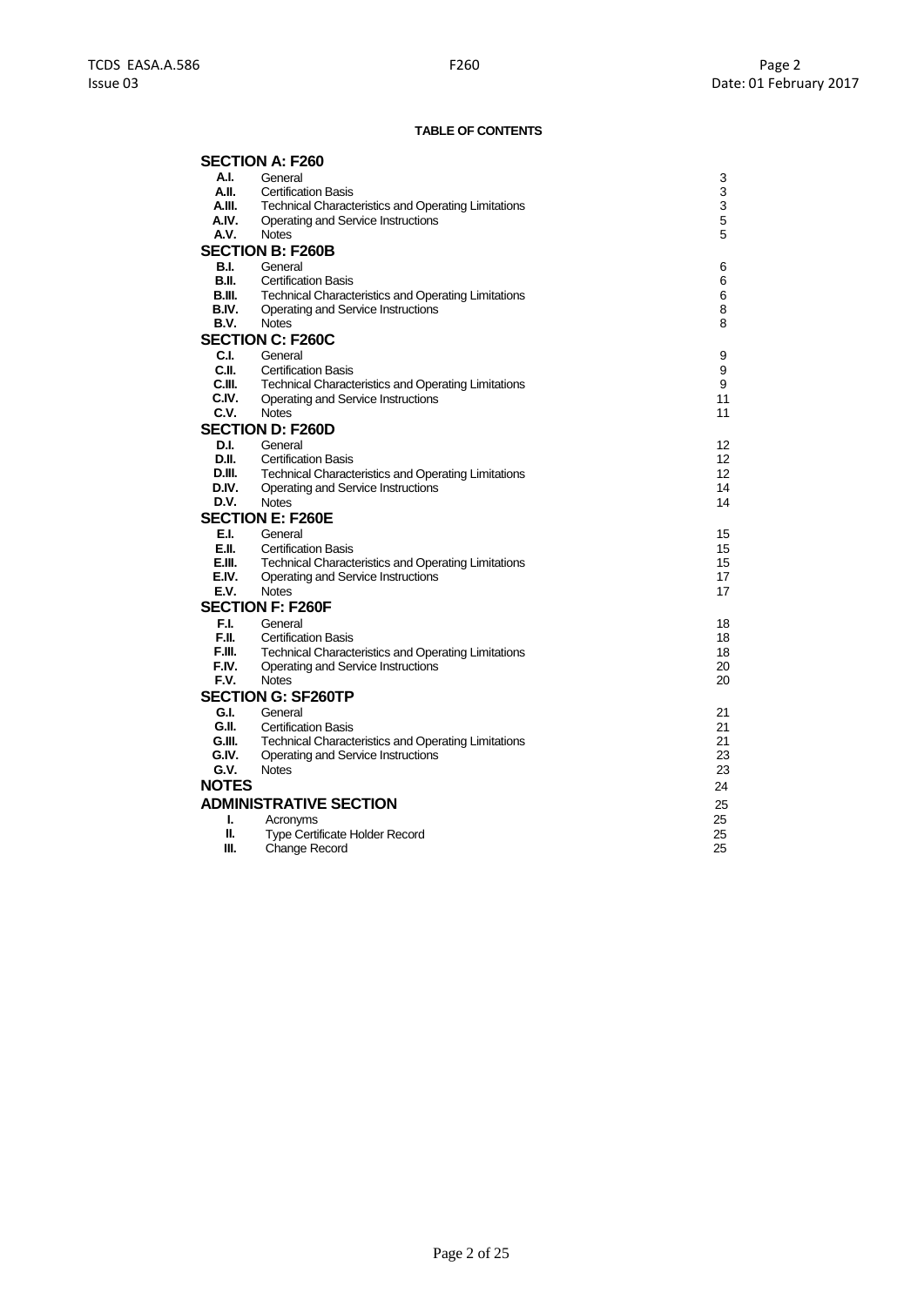**TABLE OF CONTENTS**

| | | |
|---|---|---|
| **SECTION A: F260** | | |
| **A.I.** | General | 3 |
| **A.II.** | Certification Basis | 3 |
| **A.III.** | Technical Characteristics and Operating Limitations | 3 |
| **A.IV.** | Operating and Service Instructions | 5 |
| **A.V.** | Notes | 5 |
| **SECTION B: F260B** | | |
| **B.I.** | General | 6 |
| **B.II.** | Certification Basis | 6 |
| **B.III.** | Technical Characteristics and Operating Limitations | 6 |
| **B.IV.** | Operating and Service Instructions | 8 |
| **B.V.** | Notes | 8 |
| **SECTION C: F260C** | | |
| **C.I.** | General | 9 |
| **C.II.** | Certification Basis | 9 |
| **C.III.** | Technical Characteristics and Operating Limitations | 9 |
| **C.IV.** | Operating and Service Instructions | 11 |
| **C.V.** | Notes | 11 |
| **SECTION D: F260D** | | |
| **D.I.** | General | 12 |
| **D.II.** | Certification Basis | 12 |
| **D.III.** | Technical Characteristics and Operating Limitations | 12 |
| **D.IV.** | Operating and Service Instructions | 14 |
| **D.V.** | Notes | 14 |
| **SECTION E: F260E** | | |
| **E.I.** | General | 15 |
| **E.II.** | Certification Basis | 15 |
| **E.III.** | Technical Characteristics and Operating Limitations | 15 |
| **E.IV.** | Operating and Service Instructions | 17 |
| **E.V.** | Notes | 17 |
| **SECTION F: F260F** | | |
| **F.I.** | General | 18 |
| **F.II.** | Certification Basis | 18 |
| **F.III.** | Technical Characteristics and Operating Limitations | 18 |
| **F.IV.** | Operating and Service Instructions | 20 |
| **F.V.** | Notes | 20 |
| **SECTION G: SF260TP** | | |
| **G.I.** | General | 21 |
| **G.II.** | Certification Basis | 21 |
| **G.III.** | Technical Characteristics and Operating Limitations | 21 |
| **G.IV.** | Operating and Service Instructions | 23 |
| **G.V.** | Notes | 23 |
| **NOTES** | | 24 |
| **ADMINISTRATIVE SECTION** | | 25 |
| **I.** | Acronyms | 25 |
| **II.** | Type Certificate Holder Record | 25 |
| **III.** | Change Record | 25 |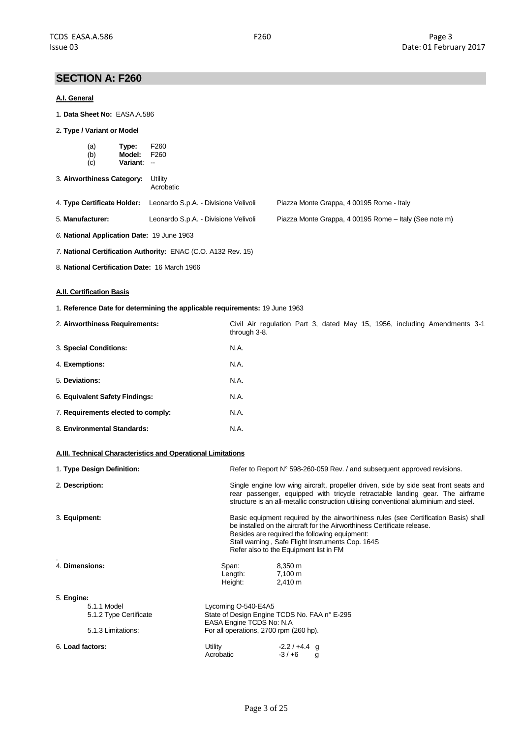## SECTION A: F260

### A.I. General

1. **Data Sheet No:** EASA.A.586

2. **Type / Variant or Model**

   (a) **Type:** F260
   (b) **Model:** F260
   (c) **Variant**: --

3. **Airworthiness Category:** Utility
   Acrobatic

4. **Type Certificate Holder:** Leonardo S.p.A. - Divisione Velivoli — Piazza Monte Grappa, 4 00195 Rome - Italy

5. **Manufacturer:** Leonardo S.p.A. - Divisione Velivoli — Piazza Monte Grappa, 4 00195 Rome – Italy (See note m)

6. **National Application Date:** 19 June 1963

7. **National Certification Authority:** ENAC (C.O. A132 Rev. 15)

8. **National Certification Date:** 16 March 1966

### A.II. Certification Basis

1. **Reference Date for determining the applicable requirements:** 19 June 1963

| | |
|---|---|
| 2. **Airworthiness Requirements:** | Civil Air regulation Part 3, dated May 15, 1956, including Amendments 3-1 through 3-8. |
| 3. **Special Conditions:** | N.A. |
| 4. **Exemptions:** | N.A. |
| 5. **Deviations:** | N.A. |
| 6. **Equivalent Safety Findings:** | N.A. |
| 7. **Requirements elected to comply:** | N.A. |
| 8. **Environmental Standards:** | N.A. |

### A.III. Technical Characteristics and Operational Limitations

1. **Type Design Definition:** Refer to Report N° 598-260-059 Rev. / and subsequent approved revisions.

2. **Description:** Single engine low wing aircraft, propeller driven, side by side seat front seats and rear passenger, equipped with tricycle retractable landing gear. The airframe structure is an all-metallic construction utilising conventional aluminium and steel.

3. **Equipment:** Basic equipment required by the airworthiness rules (see Certification Basis) shall be installed on the aircraft for the Airworthiness Certificate release.
   Besides are required the following equipment:
   Stall warning , Safe Flight Instruments Cop. 164S
   Refer also to the Equipment list in FM

4. **Dimensions:**

| | |
|---|---|
| Span: | 8,350 m |
| Length: | 7,100 m |
| Height: | 2,410 m |

5. **Engine:**

| | |
|---|---|
| 5.1.1 Model | Lycoming O-540-E4A5 |
| 5.1.2 Type Certificate | State of Design Engine TCDS No. FAA n° E-295<br>EASA Engine TCDS No: N.A |
| 5.1.3 Limitations: | For all operations, 2700 rpm (260 hp). |

6. **Load factors:**

| | |
|---|---|
| Utility | -2.2 / +4.4 g |
| Acrobatic | -3 / +6 g |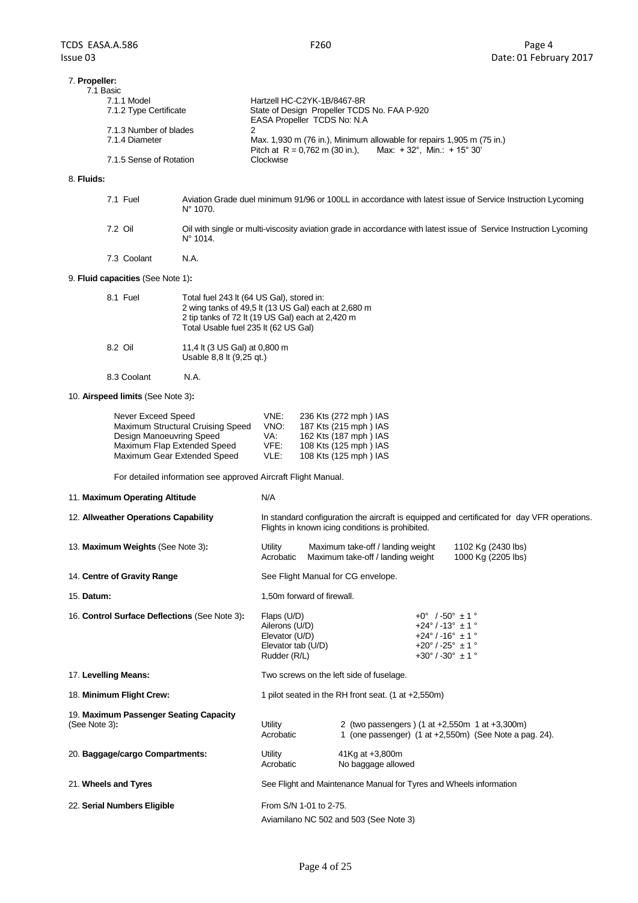7. **Propeller:**

7.1 Basic

| | |
|---|---|
| 7.1.1 Model | Hartzell HC-C2YK-1B/8467-8R |
| 7.1.2 Type Certificate | State of Design Propeller TCDS No. FAA P-920<br>EASA Propeller TCDS No: N.A |
| 7.1.3 Number of blades | 2 |
| 7.1.4 Diameter | Max. 1,930 m (76 in.), Minimum allowable for repairs 1,905 m (75 in.)<br>Pitch at R = 0,762 m (30 in.), Max: + 32°, Min.: + 15° 30' |
| 7.1.5 Sense of Rotation | Clockwise |

8. **Fluids:**

| | |
|---|---|
| 7.1 Fuel | Aviation Grade duel minimum 91/96 or 100LL in accordance with latest issue of Service Instruction Lycoming N° 1070. |
| 7.2 Oil | Oil with single or multi-viscosity aviation grade in accordance with latest issue of Service Instruction Lycoming N° 1014. |
| 7.3 Coolant | N.A. |

9. **Fluid capacities** (See Note 1)**:**

| | |
|---|---|
| 8.1 Fuel | Total fuel 243 lt (64 US Gal), stored in:<br>2 wing tanks of 49,5 lt (13 US Gal) each at 2,680 m<br>2 tip tanks of 72 lt (19 US Gal) each at 2,420 m<br>Total Usable fuel 235 lt (62 US Gal) |
| 8.2 Oil | 11,4 lt (3 US Gal) at 0,800 m<br>Usable 8,8 lt (9,25 qt.) |
| 8.3 Coolant | N.A. |

10. **Airspeed limits** (See Note 3)**:**

| | | |
|---|---|---|
| Never Exceed Speed | VNE: | 236 Kts (272 mph ) IAS |
| Maximum Structural Cruising Speed | VNO: | 187 Kts (215 mph ) IAS |
| Design Manoeuvring Speed | VA: | 162 Kts (187 mph ) IAS |
| Maximum Flap Extended Speed | VFE: | 108 Kts (125 mph ) IAS |
| Maximum Gear Extended Speed | VLE: | 108 Kts (125 mph ) IAS |

For detailed information see approved Aircraft Flight Manual.

11. **Maximum Operating Altitude** N/A

12. **Allweather Operations Capability** In standard configuration the aircraft is equipped and certificated for day VFR operations. Flights in known icing conditions is prohibited.

13. **Maximum Weights** (See Note 3)**:**

| | | |
|---|---|---|
| Utility | Maximum take-off / landing weight | 1102 Kg (2430 lbs) |
| Acrobatic | Maximum take-off / landing weight | 1000 Kg (2205 lbs) |

14. **Centre of Gravity Range** See Flight Manual for CG envelope.

15. **Datum:** 1,50m forward of firewall.

16. **Control Surface Deflections** (See Note 3)**:**

| | |
|---|---|
| Flaps (U/D) | +0° / -50° ± 1 ° |
| Ailerons (U/D) | +24° / -13° ± 1 ° |
| Elevator (U/D) | +24° / -16° ± 1 ° |
| Elevator tab (U/D) | +20° / -25° ± 1 ° |
| Rudder (R/L) | +30° / -30° ± 1 ° |

17. **Levelling Means:** Two screws on the left side of fuselage.

18. **Minimum Flight Crew:** 1 pilot seated in the RH front seat. (1 at +2,550m)

19. **Maximum Passenger Seating Capacity** (See Note 3)**:**

| | |
|---|---|
| Utility | 2 (two passengers ) (1 at +2,550m 1 at +3,300m) |
| Acrobatic | 1 (one passenger) (1 at +2,550m) (See Note a pag. 24). |

20. **Baggage/cargo Compartments:**

| | |
|---|---|
| Utility | 41Kg at +3,800m |
| Acrobatic | No baggage allowed |

21. **Wheels and Tyres** See Flight and Maintenance Manual for Tyres and Wheels information

22. **Serial Numbers Eligible** From S/N 1-01 to 2-75.

Aviamilano NC 502 and 503 (See Note 3)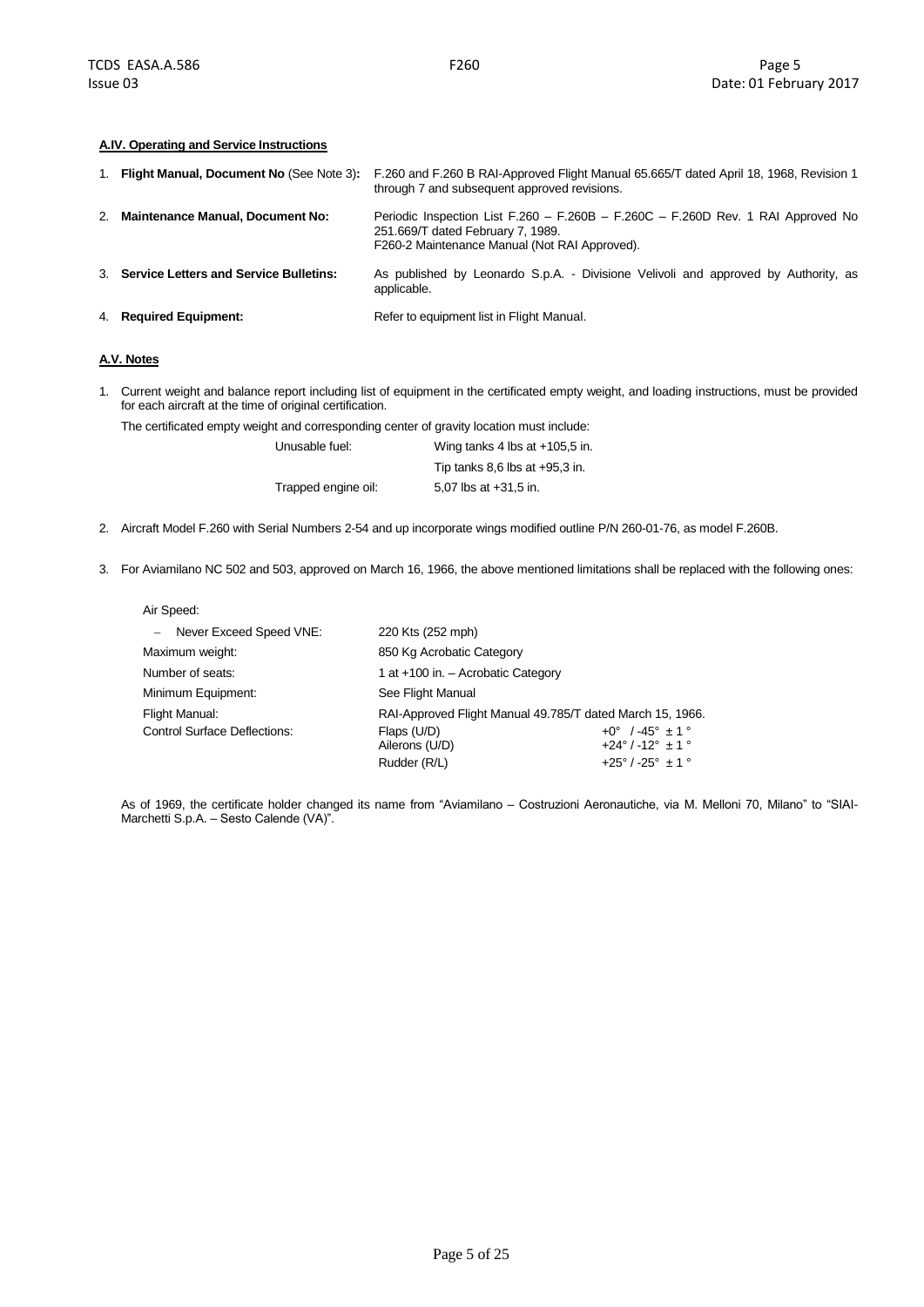#### A.IV. Operating and Service Instructions

| | | |
|---|---|---|
| 1. | **Flight Manual, Document No** (See Note 3)**:** | F.260 and F.260 B RAI-Approved Flight Manual 65.665/T dated April 18, 1968, Revision 1 through 7 and subsequent approved revisions. |
| 2. | **Maintenance Manual, Document No:** | Periodic Inspection List F.260 – F.260B – F.260C – F.260D Rev. 1 RAI Approved No 251.669/T dated February 7, 1989.<br>F260-2 Maintenance Manual (Not RAI Approved). |
| 3. | **Service Letters and Service Bulletins:** | As published by Leonardo S.p.A. - Divisione Velivoli and approved by Authority, as applicable. |
| 4. | **Required Equipment:** | Refer to equipment list in Flight Manual. |

#### A.V. Notes

1. Current weight and balance report including list of equipment in the certificated empty weight, and loading instructions, must be provided for each aircraft at the time of original certification.

   The certificated empty weight and corresponding center of gravity location must include:

   | | |
   |---|---|
   | Unusable fuel: | Wing tanks 4 lbs at +105,5 in. |
   | | Tip tanks 8,6 lbs at +95,3 in. |
   | Trapped engine oil: | 5,07 lbs at +31,5 in. |

2. Aircraft Model F.260 with Serial Numbers 2-54 and up incorporate wings modified outline P/N 260-01-76, as model F.260B.

3. For Aviamilano NC 502 and 503, approved on March 16, 1966, the above mentioned limitations shall be replaced with the following ones:

   | | | |
   |---|---|---|
   | Air Speed: | | |
   | – Never Exceed Speed VNE: | 220 Kts (252 mph) | |
   | Maximum weight: | 850 Kg Acrobatic Category | |
   | Number of seats: | 1 at +100 in. – Acrobatic Category | |
   | Minimum Equipment: | See Flight Manual | |
   | Flight Manual: | RAI-Approved Flight Manual 49.785/T dated March 15, 1966. | |
   | Control Surface Deflections: | Flaps (U/D) | +0° / -45° ± 1 ° |
   | | Ailerons (U/D) | +24° / -12° ± 1 ° |
   | | Rudder (R/L) | +25° / -25° ± 1 ° |

   As of 1969, the certificate holder changed its name from "Aviamilano – Costruzioni Aeronautiche, via M. Melloni 70, Milano" to "SIAI-Marchetti S.p.A. – Sesto Calende (VA)".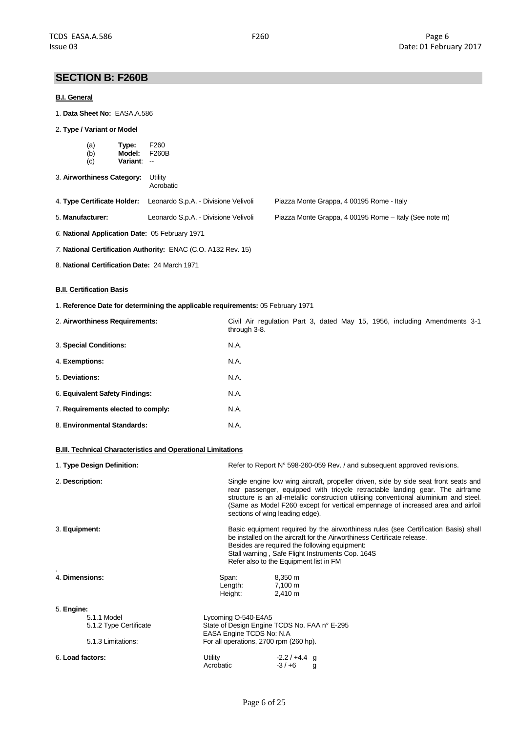## SECTION B: F260B

### B.I. General

1. **Data Sheet No:** EASA.A.586

2. **Type / Variant or Model**

   (a) **Type:** F260
   (b) **Model:** F260B
   (c) **Variant**: --

3. **Airworthiness Category:** Utility
   Acrobatic

4. **Type Certificate Holder:** Leonardo S.p.A. - Divisione Velivoli — Piazza Monte Grappa, 4 00195 Rome - Italy

5. **Manufacturer:** Leonardo S.p.A. - Divisione Velivoli — Piazza Monte Grappa, 4 00195 Rome – Italy (See note m)

6. **National Application Date:** 05 February 1971

7. **National Certification Authority:** ENAC (C.O. A132 Rev. 15)

8. **National Certification Date:** 24 March 1971

### B.II. Certification Basis

1. **Reference Date for determining the applicable requirements:** 05 February 1971

| | |
|---|---|
| 2. **Airworthiness Requirements:** | Civil Air regulation Part 3, dated May 15, 1956, including Amendments 3-1 through 3-8. |
| 3. **Special Conditions:** | N.A. |
| 4. **Exemptions:** | N.A. |
| 5. **Deviations:** | N.A. |
| 6. **Equivalent Safety Findings:** | N.A. |
| 7. **Requirements elected to comply:** | N.A. |
| 8. **Environmental Standards:** | N.A. |

### B.III. Technical Characteristics and Operational Limitations

| | |
|---|---|
| 1. **Type Design Definition:** | Refer to Report N° 598-260-059 Rev. / and subsequent approved revisions. |
| 2. **Description:** | Single engine low wing aircraft, propeller driven, side by side seat front seats and rear passenger, equipped with tricycle retractable landing gear. The airframe structure is an all-metallic construction utilising conventional aluminium and steel. (Same as Model F260 except for vertical empennage of increased area and airfoil sections of wing leading edge). |
| 3. **Equipment:** | Basic equipment required by the airworthiness rules (see Certification Basis) shall be installed on the aircraft for the Airworthiness Certificate release.<br>Besides are required the following equipment:<br>Stall warning , Safe Flight Instruments Cop. 164S<br>Refer also to the Equipment list in FM |

4. **Dimensions:**

| | |
|---|---|
| Span: | 8,350 m |
| Length: | 7,100 m |
| Height: | 2,410 m |

5. **Engine:**

| | |
|---|---|
| 5.1.1 Model | Lycoming O-540-E4A5 |
| 5.1.2 Type Certificate | State of Design Engine TCDS No. FAA n° E-295<br>EASA Engine TCDS No: N.A |
| 5.1.3 Limitations: | For all operations, 2700 rpm (260 hp). |

6. **Load factors:**

| | |
|---|---|
| Utility | -2.2 / +4.4 g |
| Acrobatic | -3 / +6 g |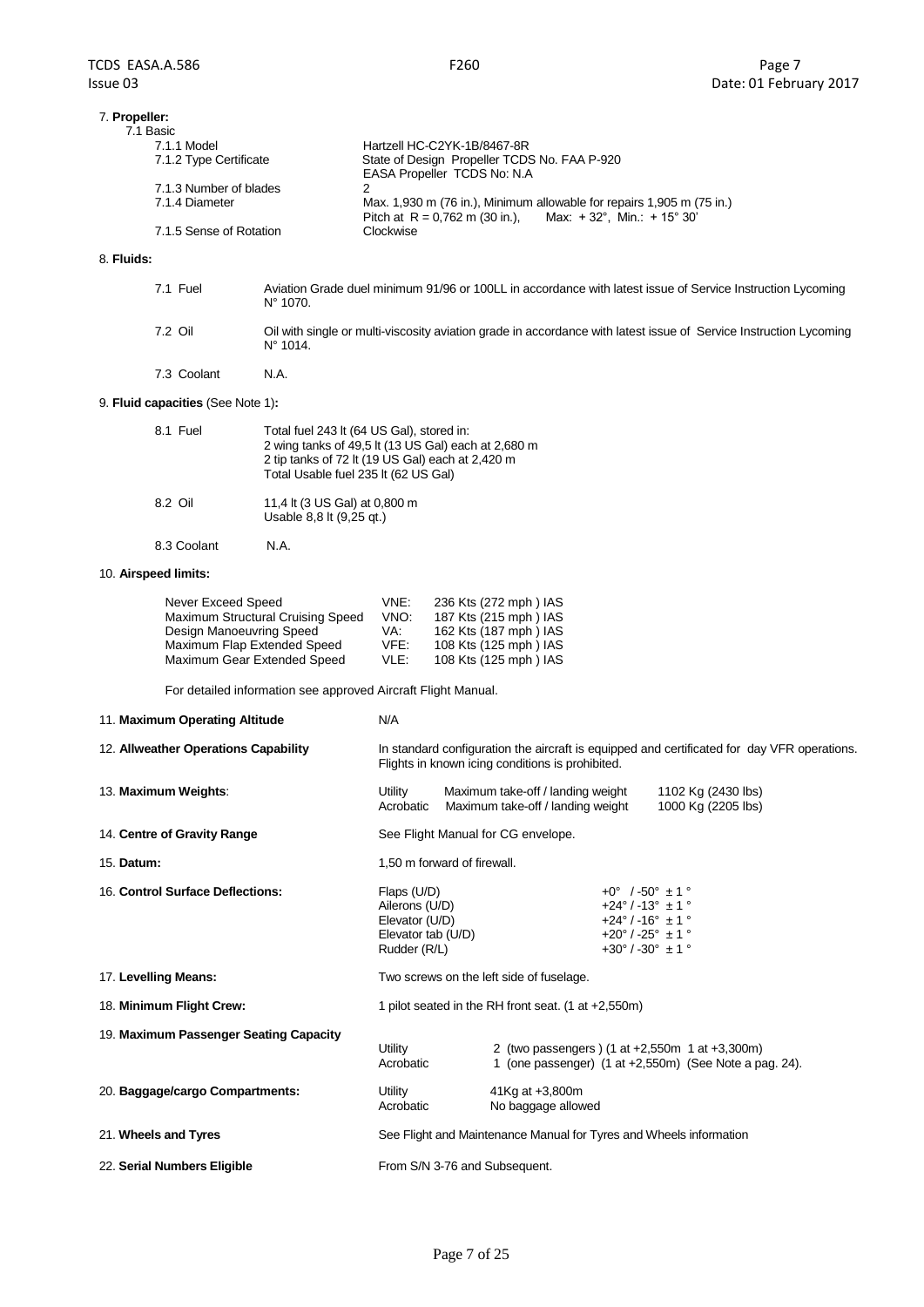## 7. **Propeller:**

7.1 Basic

| | |
|---|---|
| 7.1.1 Model | Hartzell HC-C2YK-1B/8467-8R |
| 7.1.2 Type Certificate | State of Design Propeller TCDS No. FAA P-920<br>EASA Propeller TCDS No: N.A |
| 7.1.3 Number of blades | 2 |
| 7.1.4 Diameter | Max. 1,930 m (76 in.), Minimum allowable for repairs 1,905 m (75 in.)<br>Pitch at R = 0,762 m (30 in.), Max: + 32°, Min.: + 15° 30' |
| 7.1.5 Sense of Rotation | Clockwise |

## 8. **Fluids:**

| | |
|---|---|
| 7.1 Fuel | Aviation Grade duel minimum 91/96 or 100LL in accordance with latest issue of Service Instruction Lycoming N° 1070. |
| 7.2 Oil | Oil with single or multi-viscosity aviation grade in accordance with latest issue of Service Instruction Lycoming N° 1014. |
| 7.3 Coolant | N.A. |

## 9. **Fluid capacities** (See Note 1)**:**

| | |
|---|---|
| 8.1 Fuel | Total fuel 243 lt (64 US Gal), stored in:<br>2 wing tanks of 49,5 lt (13 US Gal) each at 2,680 m<br>2 tip tanks of 72 lt (19 US Gal) each at 2,420 m<br>Total Usable fuel 235 lt (62 US Gal) |
| 8.2 Oil | 11,4 lt (3 US Gal) at 0,800 m<br>Usable 8,8 lt (9,25 qt.) |
| 8.3 Coolant | N.A. |

## 10. **Airspeed limits:**

| | | |
|---|---|---|
| Never Exceed Speed | VNE: | 236 Kts (272 mph ) IAS |
| Maximum Structural Cruising Speed | VNO: | 187 Kts (215 mph ) IAS |
| Design Manoeuvring Speed | VA: | 162 Kts (187 mph ) IAS |
| Maximum Flap Extended Speed | VFE: | 108 Kts (125 mph ) IAS |
| Maximum Gear Extended Speed | VLE: | 108 Kts (125 mph ) IAS |

For detailed information see approved Aircraft Flight Manual.

## 11. **Maximum Operating Altitude**

N/A

## 12. **Allweather Operations Capability**

In standard configuration the aircraft is equipped and certificated for day VFR operations. Flights in known icing conditions is prohibited.

## 13. **Maximum Weights**:

| | | |
|---|---|---|
| Utility | Maximum take-off / landing weight | 1102 Kg (2430 lbs) |
| Acrobatic | Maximum take-off / landing weight | 1000 Kg (2205 lbs) |

## 14. **Centre of Gravity Range**

See Flight Manual for CG envelope.

## 15. **Datum:**

1,50 m forward of firewall.

## 16. **Control Surface Deflections:**

| | |
|---|---|
| Flaps (U/D) | +0° / -50° ± 1 ° |
| Ailerons (U/D) | +24° / -13° ± 1 ° |
| Elevator (U/D) | +24° / -16° ± 1 ° |
| Elevator tab (U/D) | +20° / -25° ± 1 ° |
| Rudder (R/L) | +30° / -30° ± 1 ° |

## 17. **Levelling Means:**

Two screws on the left side of fuselage.

## 18. **Minimum Flight Crew:**

1 pilot seated in the RH front seat. (1 at +2,550m)

## 19. **Maximum Passenger Seating Capacity**

| | |
|---|---|
| Utility | 2 (two passengers ) (1 at +2,550m 1 at +3,300m) |
| Acrobatic | 1 (one passenger) (1 at +2,550m) (See Note a pag. 24). |

## 20. **Baggage/cargo Compartments:**

| | |
|---|---|
| Utility | 41Kg at +3,800m |
| Acrobatic | No baggage allowed |

## 21. **Wheels and Tyres**

See Flight and Maintenance Manual for Tyres and Wheels information

## 22. **Serial Numbers Eligible**

From S/N 3-76 and Subsequent.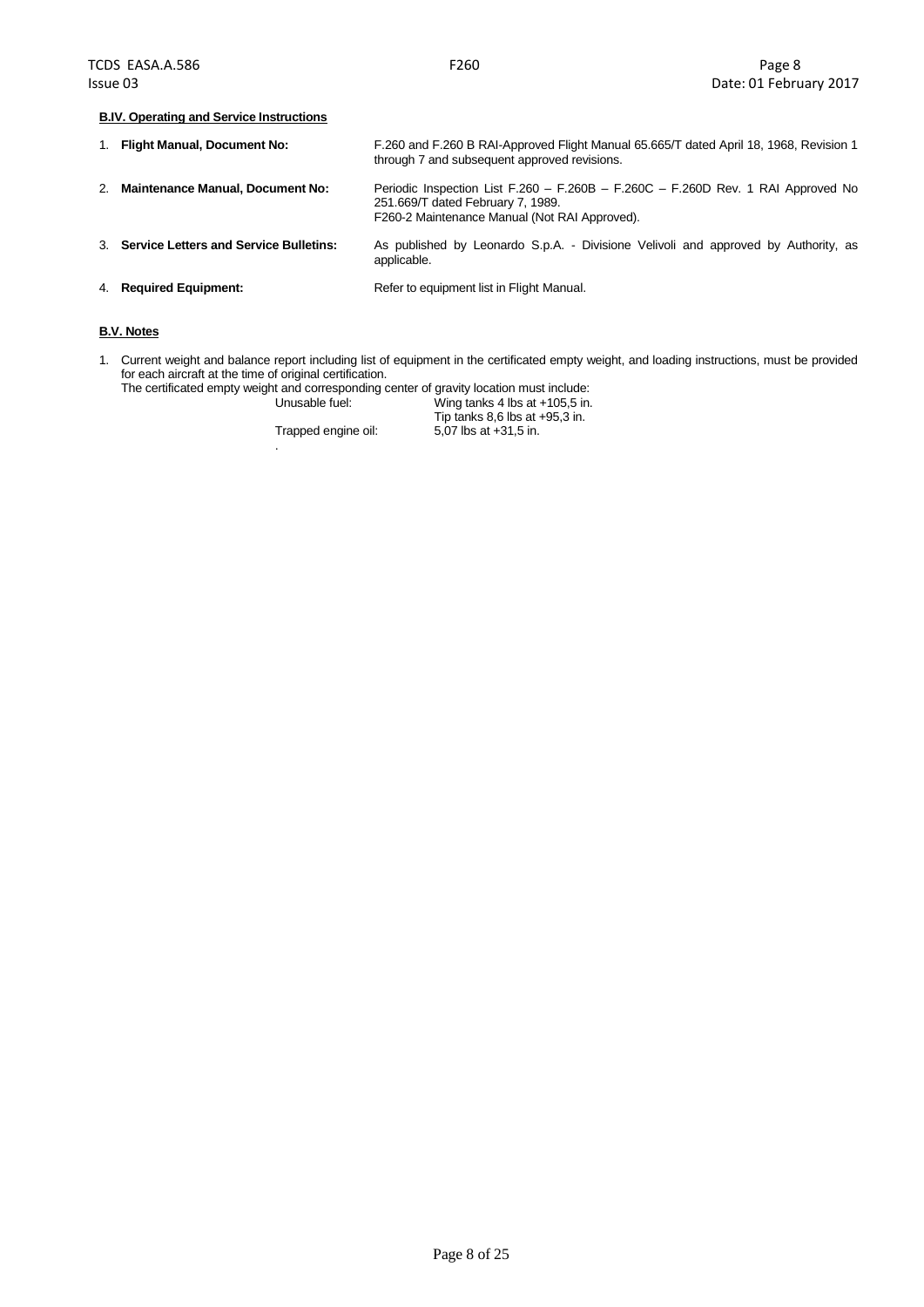**B.IV. Operating and Service Instructions**

1. **Flight Manual, Document No:** F.260 and F.260 B RAI-Approved Flight Manual 65.665/T dated April 18, 1968, Revision 1 through 7 and subsequent approved revisions.

2. **Maintenance Manual, Document No:** Periodic Inspection List F.260 – F.260B – F.260C – F.260D Rev. 1 RAI Approved No 251.669/T dated February 7, 1989.
   F260-2 Maintenance Manual (Not RAI Approved).

3. **Service Letters and Service Bulletins:** As published by Leonardo S.p.A. - Divisione Velivoli and approved by Authority, as applicable.

4. **Required Equipment:** Refer to equipment list in Flight Manual.

**B.V. Notes**

1. Current weight and balance report including list of equipment in the certificated empty weight, and loading instructions, must be provided for each aircraft at the time of original certification.
   The certificated empty weight and corresponding center of gravity location must include:

| | |
|---|---|
| Unusable fuel: | Wing tanks 4 lbs at +105,5 in. |
| | Tip tanks 8,6 lbs at +95,3 in. |
| Trapped engine oil: | 5,07 lbs at +31,5 in. |

   .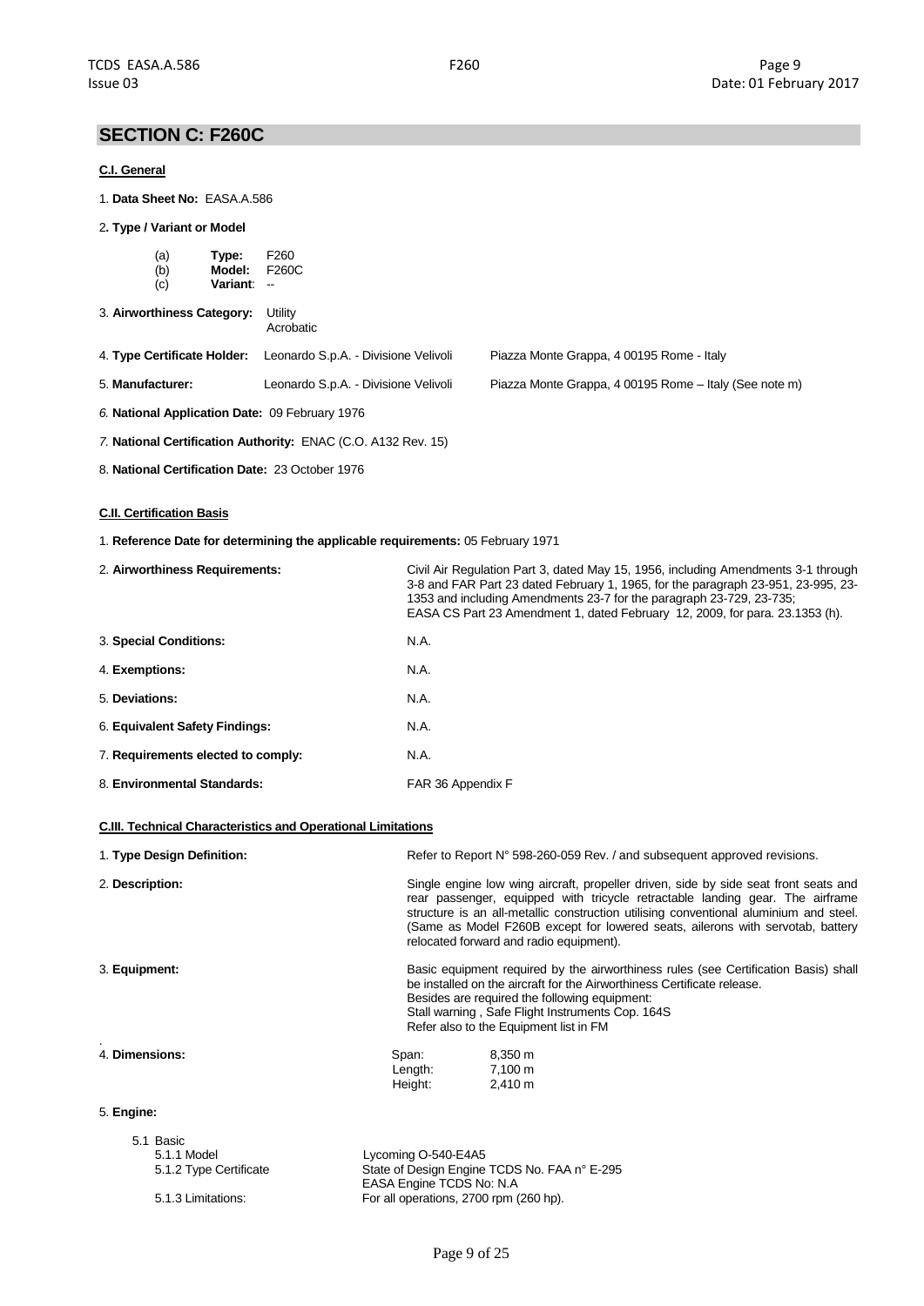## SECTION C: F260C

### C.I. General

1. **Data Sheet No:** EASA.A.586

2. **Type / Variant or Model**

   (a) **Type:** F260
   (b) **Model:** F260C
   (c) **Variant**: --

3. **Airworthiness Category:** Utility
   Acrobatic

4. **Type Certificate Holder:** Leonardo S.p.A. - Divisione Velivoli — Piazza Monte Grappa, 4 00195 Rome - Italy

5. **Manufacturer:** Leonardo S.p.A. - Divisione Velivoli — Piazza Monte Grappa, 4 00195 Rome – Italy (See note m)

6. **National Application Date:** 09 February 1976

7. **National Certification Authority:** ENAC (C.O. A132 Rev. 15)

8. **National Certification Date:** 23 October 1976

### C.II. Certification Basis

1. **Reference Date for determining the applicable requirements:** 05 February 1971

2. **Airworthiness Requirements:** Civil Air Regulation Part 3, dated May 15, 1956, including Amendments 3-1 through 3-8 and FAR Part 23 dated February 1, 1965, for the paragraph 23-951, 23-995, 23-1353 and including Amendments 23-7 for the paragraph 23-729, 23-735;
   EASA CS Part 23 Amendment 1, dated February 12, 2009, for para. 23.1353 (h).

3. **Special Conditions:** N.A.

4. **Exemptions:** N.A.

5. **Deviations:** N.A.

6. **Equivalent Safety Findings:** N.A.

7. **Requirements elected to comply:** N.A.

8. **Environmental Standards:** FAR 36 Appendix F

### C.III. Technical Characteristics and Operational Limitations

1. **Type Design Definition:** Refer to Report N° 598-260-059 Rev. / and subsequent approved revisions.

2. **Description:** Single engine low wing aircraft, propeller driven, side by side seat front seats and rear passenger, equipped with tricycle retractable landing gear. The airframe structure is an all-metallic construction utilising conventional aluminium and steel. (Same as Model F260B except for lowered seats, ailerons with servotab, battery relocated forward and radio equipment).

3. **Equipment:** Basic equipment required by the airworthiness rules (see Certification Basis) shall be installed on the aircraft for the Airworthiness Certificate release.
   Besides are required the following equipment:
   Stall warning , Safe Flight Instruments Cop. 164S
   Refer also to the Equipment list in FM

4. **Dimensions:**

| | |
|---|---|
| Span: | 8,350 m |
| Length: | 7,100 m |
| Height: | 2,410 m |

5. **Engine:**

   5.1 Basic
   5.1.1 Model — Lycoming O-540-E4A5
   5.1.2 Type Certificate — State of Design Engine TCDS No. FAA n° E-295
   EASA Engine TCDS No: N.A
   5.1.3 Limitations: — For all operations, 2700 rpm (260 hp).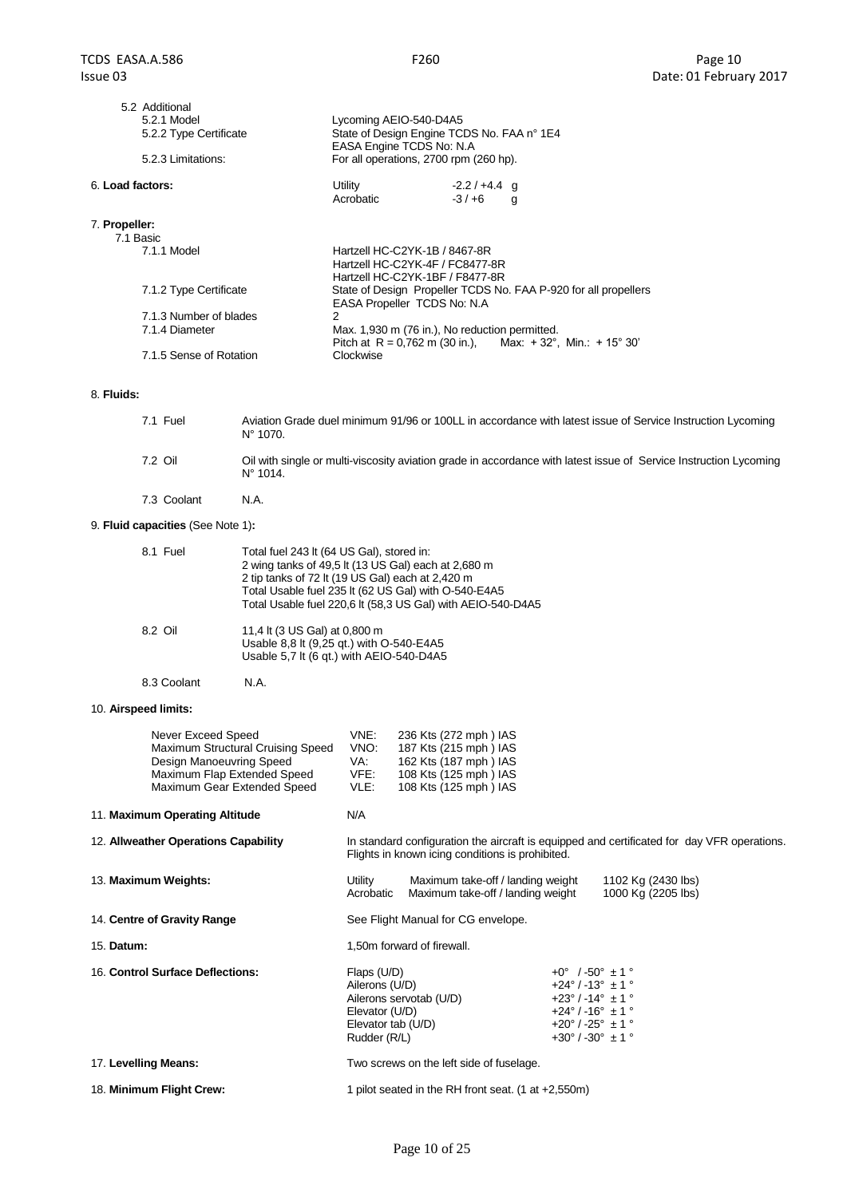5.2 Additional

| | |
|---|---|
| 5.2.1 Model | Lycoming AEIO-540-D4A5 |
| 5.2.2 Type Certificate | State of Design Engine TCDS No. FAA n° 1E4<br>EASA Engine TCDS No: N.A |
| 5.2.3 Limitations: | For all operations, 2700 rpm (260 hp). |

6. **Load factors:**

| | |
|---|---|
| Utility | -2.2 / +4.4 g |
| Acrobatic | -3 / +6 g |

7. **Propeller:**

7.1 Basic

| | |
|---|---|
| 7.1.1 Model | Hartzell HC-C2YK-1B / 8467-8R<br>Hartzell HC-C2YK-4F / FC8477-8R<br>Hartzell HC-C2YK-1BF / F8477-8R |
| 7.1.2 Type Certificate | State of Design Propeller TCDS No. FAA P-920 for all propellers<br>EASA Propeller TCDS No: N.A |
| 7.1.3 Number of blades | 2 |
| 7.1.4 Diameter | Max. 1,930 m (76 in.), No reduction permitted.<br>Pitch at R = 0,762 m (30 in.), Max: + 32°, Min.: + 15° 30' |
| 7.1.5 Sense of Rotation | Clockwise |

8. **Fluids:**

| | |
|---|---|
| 7.1 Fuel | Aviation Grade duel minimum 91/96 or 100LL in accordance with latest issue of Service Instruction Lycoming N° 1070. |
| 7.2 Oil | Oil with single or multi-viscosity aviation grade in accordance with latest issue of Service Instruction Lycoming N° 1014. |
| 7.3 Coolant | N.A. |

9. **Fluid capacities** (See Note 1)**:**

| | |
|---|---|
| 8.1 Fuel | Total fuel 243 lt (64 US Gal), stored in:<br>2 wing tanks of 49,5 lt (13 US Gal) each at 2,680 m<br>2 tip tanks of 72 lt (19 US Gal) each at 2,420 m<br>Total Usable fuel 235 lt (62 US Gal) with O-540-E4A5<br>Total Usable fuel 220,6 lt (58,3 US Gal) with AEIO-540-D4A5 |
| 8.2 Oil | 11,4 lt (3 US Gal) at 0,800 m<br>Usable 8,8 lt (9,25 qt.) with O-540-E4A5<br>Usable 5,7 lt (6 qt.) with AEIO-540-D4A5 |
| 8.3 Coolant | N.A. |

10. **Airspeed limits:**

| | | |
|---|---|---|
| Never Exceed Speed | VNE: | 236 Kts (272 mph ) IAS |
| Maximum Structural Cruising Speed | VNO: | 187 Kts (215 mph ) IAS |
| Design Manoeuvring Speed | VA: | 162 Kts (187 mph ) IAS |
| Maximum Flap Extended Speed | VFE: | 108 Kts (125 mph ) IAS |
| Maximum Gear Extended Speed | VLE: | 108 Kts (125 mph ) IAS |

11. **Maximum Operating Altitude** N/A

12. **Allweather Operations Capability** In standard configuration the aircraft is equipped and certificated for day VFR operations. Flights in known icing conditions is prohibited.

13. **Maximum Weights:**

| | | |
|---|---|---|
| Utility | Maximum take-off / landing weight | 1102 Kg (2430 lbs) |
| Acrobatic | Maximum take-off / landing weight | 1000 Kg (2205 lbs) |

14. **Centre of Gravity Range** See Flight Manual for CG envelope.

15. **Datum:** 1,50m forward of firewall.

16. **Control Surface Deflections:**

| | |
|---|---|
| Flaps (U/D) | +0° / -50° ± 1 ° |
| Ailerons (U/D) | +24° / -13° ± 1 ° |
| Ailerons servotab (U/D) | +23° / -14° ± 1 ° |
| Elevator (U/D) | +24° / -16° ± 1 ° |
| Elevator tab (U/D) | +20° / -25° ± 1 ° |
| Rudder (R/L) | +30° / -30° ± 1 ° |

17. **Levelling Means:** Two screws on the left side of fuselage.

18. **Minimum Flight Crew:** 1 pilot seated in the RH front seat. (1 at +2,550m)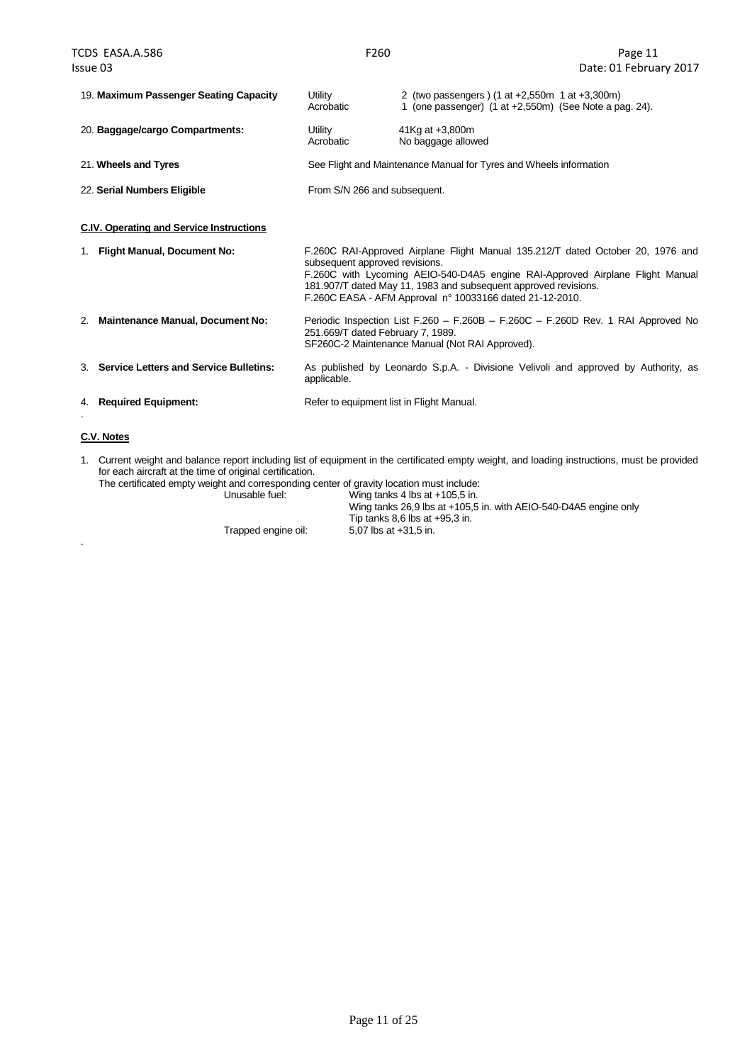19. **Maximum Passenger Seating Capacity**

| | |
|---|---|
| Utility | 2 (two passengers ) (1 at +2,550m 1 at +3,300m) |
| Acrobatic | 1 (one passenger) (1 at +2,550m) (See Note a pag. 24). |

20. **Baggage/cargo Compartments:**

| | |
|---|---|
| Utility | 41Kg at +3,800m |
| Acrobatic | No baggage allowed |

21. **Wheels and Tyres** — See Flight and Maintenance Manual for Tyres and Wheels information

22. **Serial Numbers Eligible** — From S/N 266 and subsequent.

**C.IV. Operating and Service Instructions**

1. **Flight Manual, Document No:**
   F.260C RAI-Approved Airplane Flight Manual 135.212/T dated October 20, 1976 and subsequent approved revisions.
   F.260C with Lycoming AEIO-540-D4A5 engine RAI-Approved Airplane Flight Manual 181.907/T dated May 11, 1983 and subsequent approved revisions.
   F.260C EASA - AFM Approval n° 10033166 dated 21-12-2010.

2. **Maintenance Manual, Document No:**
   Periodic Inspection List F.260 – F.260B – F.260C – F.260D Rev. 1 RAI Approved No 251.669/T dated February 7, 1989.
   SF260C-2 Maintenance Manual (Not RAI Approved).

3. **Service Letters and Service Bulletins:**
   As published by Leonardo S.p.A. - Divisione Velivoli and approved by Authority, as applicable.

4. **Required Equipment:**
   Refer to equipment list in Flight Manual.

**C.V. Notes**

1. Current weight and balance report including list of equipment in the certificated empty weight, and loading instructions, must be provided for each aircraft at the time of original certification.
   The certificated empty weight and corresponding center of gravity location must include:

| | |
|---|---|
| Unusable fuel: | Wing tanks 4 lbs at +105,5 in. |
| | Wing tanks 26,9 lbs at +105,5 in. with AEIO-540-D4A5 engine only |
| | Tip tanks 8,6 lbs at +95,3 in. |
| Trapped engine oil: | 5,07 lbs at +31,5 in. |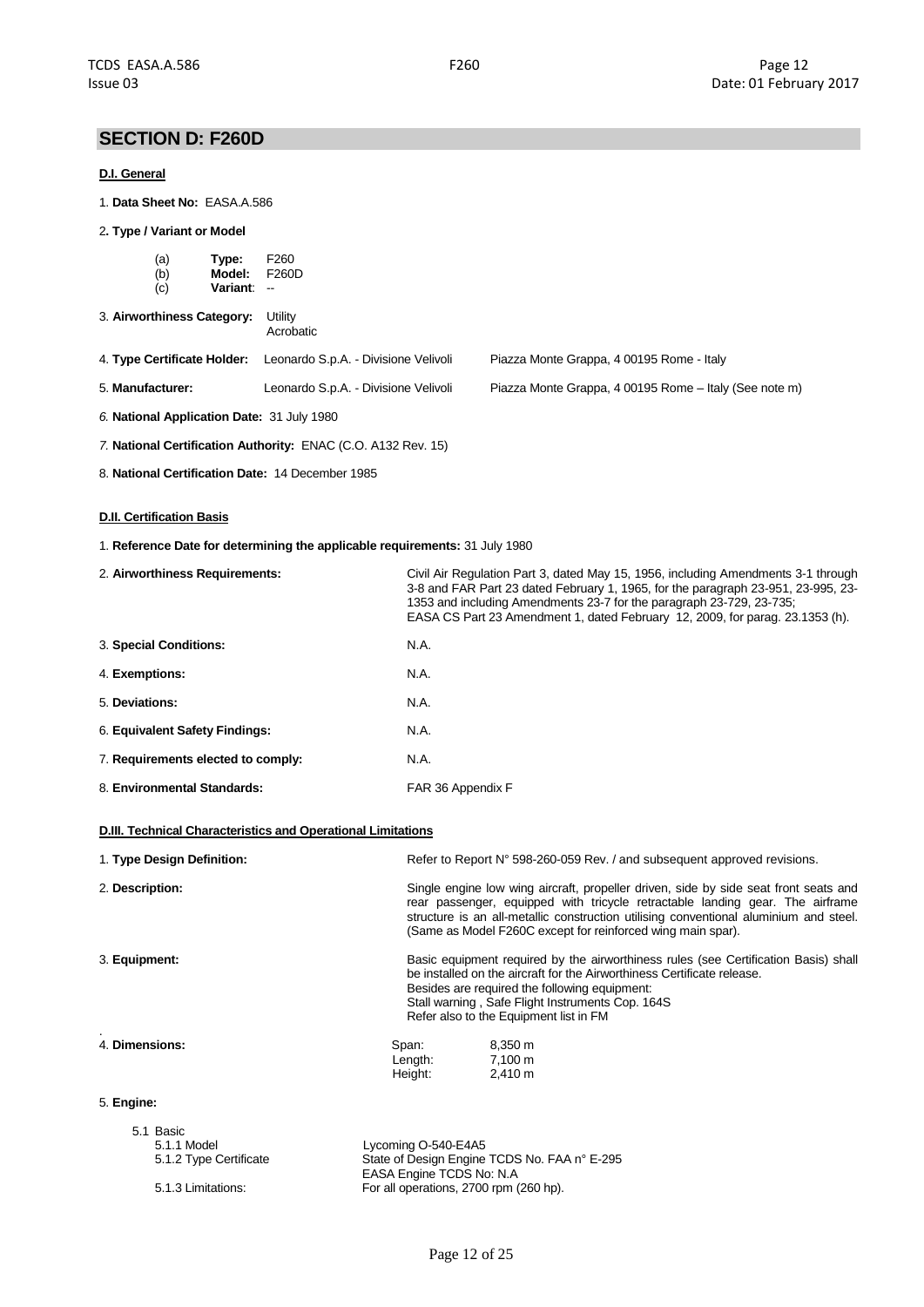## SECTION D: F260D

### D.I. General

1. **Data Sheet No:** EASA.A.586

2. **Type / Variant or Model**

   (a) **Type:** F260
   (b) **Model:** F260D
   (c) **Variant**: --

3. **Airworthiness Category:** Utility
   Acrobatic

4. **Type Certificate Holder:** Leonardo S.p.A. - Divisione Velivoli  Piazza Monte Grappa, 4 00195 Rome - Italy

5. **Manufacturer:** Leonardo S.p.A. - Divisione Velivoli  Piazza Monte Grappa, 4 00195 Rome – Italy (See note m)

6. **National Application Date:** 31 July 1980

7. **National Certification Authority:** ENAC (C.O. A132 Rev. 15)

8. **National Certification Date:** 14 December 1985

### D.II. Certification Basis

1. **Reference Date for determining the applicable requirements:** 31 July 1980

2. **Airworthiness Requirements:** Civil Air Regulation Part 3, dated May 15, 1956, including Amendments 3-1 through 3-8 and FAR Part 23 dated February 1, 1965, for the paragraph 23-951, 23-995, 23-1353 and including Amendments 23-7 for the paragraph 23-729, 23-735; EASA CS Part 23 Amendment 1, dated February 12, 2009, for parag. 23.1353 (h).

3. **Special Conditions:** N.A.

4. **Exemptions:** N.A.

5. **Deviations:** N.A.

6. **Equivalent Safety Findings:** N.A.

7. **Requirements elected to comply:** N.A.

8. **Environmental Standards:** FAR 36 Appendix F

### D.III. Technical Characteristics and Operational Limitations

1. **Type Design Definition:** Refer to Report N° 598-260-059 Rev. / and subsequent approved revisions.

2. **Description:** Single engine low wing aircraft, propeller driven, side by side seat front seats and rear passenger, equipped with tricycle retractable landing gear. The airframe structure is an all-metallic construction utilising conventional aluminium and steel. (Same as Model F260C except for reinforced wing main spar).

3. **Equipment:** Basic equipment required by the airworthiness rules (see Certification Basis) shall be installed on the aircraft for the Airworthiness Certificate release.
   Besides are required the following equipment:
   Stall warning , Safe Flight Instruments Cop. 164S
   Refer also to the Equipment list in FM

4. **Dimensions:**

   | | |
   |---|---|
   | Span: | 8,350 m |
   | Length: | 7,100 m |
   | Height: | 2,410 m |

5. **Engine:**

   5.1 Basic
   - 5.1.1 Model: Lycoming O-540-E4A5
   - 5.1.2 Type Certificate: State of Design Engine TCDS No. FAA n° E-295
     EASA Engine TCDS No: N.A
   - 5.1.3 Limitations: For all operations, 2700 rpm (260 hp).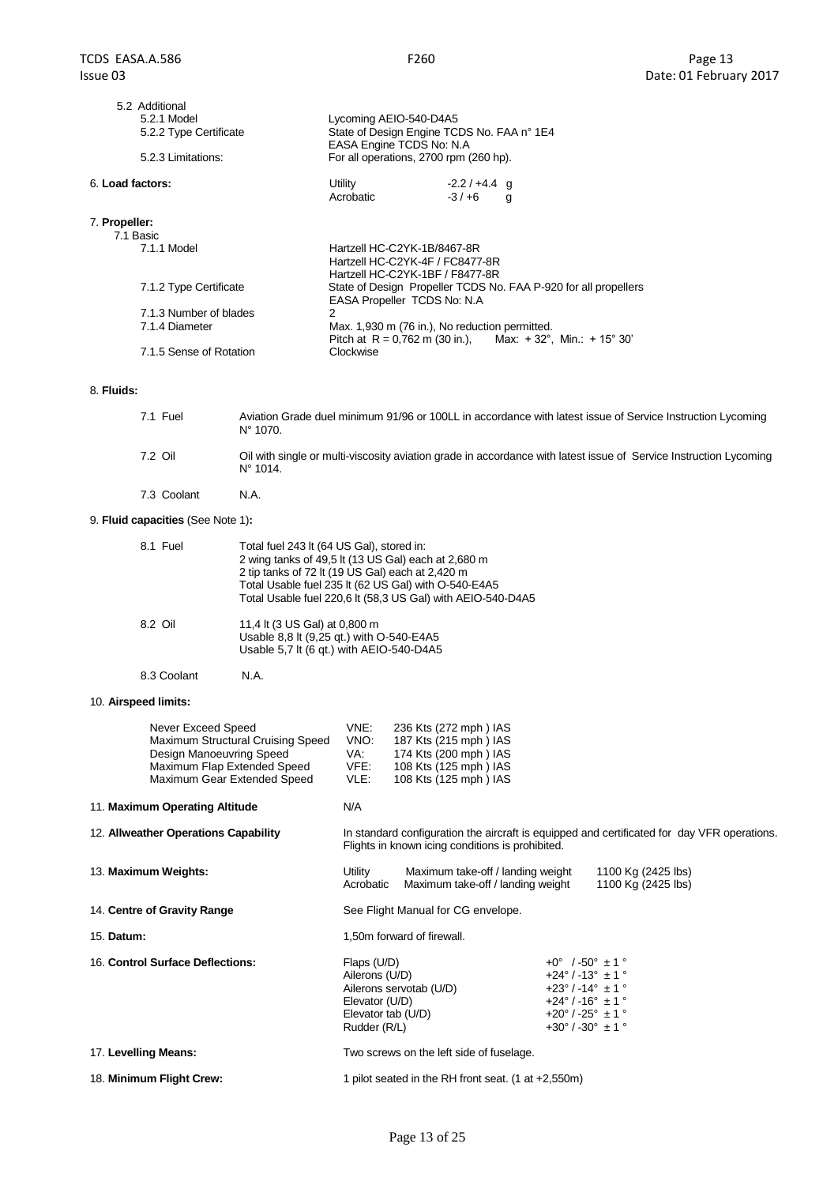5.2 Additional

| | |
|---|---|
| 5.2.1 Model | Lycoming AEIO-540-D4A5 |
| 5.2.2 Type Certificate | State of Design Engine TCDS No. FAA n° 1E4<br>EASA Engine TCDS No: N.A |
| 5.2.3 Limitations: | For all operations, 2700 rpm (260 hp). |

6. **Load factors:**

| | |
|---|---|
| Utility | -2.2 / +4.4 g |
| Acrobatic | -3 / +6 g |

7. **Propeller:**

7.1 Basic

| | |
|---|---|
| 7.1.1 Model | Hartzell HC-C2YK-1B/8467-8R<br>Hartzell HC-C2YK-4F / FC8477-8R<br>Hartzell HC-C2YK-1BF / F8477-8R |
| 7.1.2 Type Certificate | State of Design Propeller TCDS No. FAA P-920 for all propellers<br>EASA Propeller TCDS No: N.A |
| 7.1.3 Number of blades | 2 |
| 7.1.4 Diameter | Max. 1,930 m (76 in.), No reduction permitted.<br>Pitch at R = 0,762 m (30 in.), Max: + 32°, Min.: + 15° 30' |
| 7.1.5 Sense of Rotation | Clockwise |

8. **Fluids:**

| | |
|---|---|
| 7.1 Fuel | Aviation Grade duel minimum 91/96 or 100LL in accordance with latest issue of Service Instruction Lycoming N° 1070. |
| 7.2 Oil | Oil with single or multi-viscosity aviation grade in accordance with latest issue of Service Instruction Lycoming N° 1014. |
| 7.3 Coolant | N.A. |

9. **Fluid capacities** (See Note 1)**:**

| | |
|---|---|
| 8.1 Fuel | Total fuel 243 lt (64 US Gal), stored in:<br>2 wing tanks of 49,5 lt (13 US Gal) each at 2,680 m<br>2 tip tanks of 72 lt (19 US Gal) each at 2,420 m<br>Total Usable fuel 235 lt (62 US Gal) with O-540-E4A5<br>Total Usable fuel 220,6 lt (58,3 US Gal) with AEIO-540-D4A5 |
| 8.2 Oil | 11,4 lt (3 US Gal) at 0,800 m<br>Usable 8,8 lt (9,25 qt.) with O-540-E4A5<br>Usable 5,7 lt (6 qt.) with AEIO-540-D4A5 |
| 8.3 Coolant | N.A. |

10. **Airspeed limits:**

| | | |
|---|---|---|
| Never Exceed Speed | VNE: | 236 Kts (272 mph ) IAS |
| Maximum Structural Cruising Speed | VNO: | 187 Kts (215 mph ) IAS |
| Design Manoeuvring Speed | VA: | 174 Kts (200 mph ) IAS |
| Maximum Flap Extended Speed | VFE: | 108 Kts (125 mph ) IAS |
| Maximum Gear Extended Speed | VLE: | 108 Kts (125 mph ) IAS |

11. **Maximum Operating Altitude** N/A

12. **Allweather Operations Capability** In standard configuration the aircraft is equipped and certificated for day VFR operations. Flights in known icing conditions is prohibited.

13. **Maximum Weights:**

| | | |
|---|---|---|
| Utility | Maximum take-off / landing weight | 1100 Kg (2425 lbs) |
| Acrobatic | Maximum take-off / landing weight | 1100 Kg (2425 lbs) |

14. **Centre of Gravity Range** See Flight Manual for CG envelope.

15. **Datum:** 1,50m forward of firewall.

16. **Control Surface Deflections:**

| | |
|---|---|
| Flaps (U/D) | +0° / -50° ± 1 ° |
| Ailerons (U/D) | +24° / -13° ± 1 ° |
| Ailerons servotab (U/D) | +23° / -14° ± 1 ° |
| Elevator (U/D) | +24° / -16° ± 1 ° |
| Elevator tab (U/D) | +20° / -25° ± 1 ° |
| Rudder (R/L) | +30° / -30° ± 1 ° |

17. **Levelling Means:** Two screws on the left side of fuselage.

18. **Minimum Flight Crew:** 1 pilot seated in the RH front seat. (1 at +2,550m)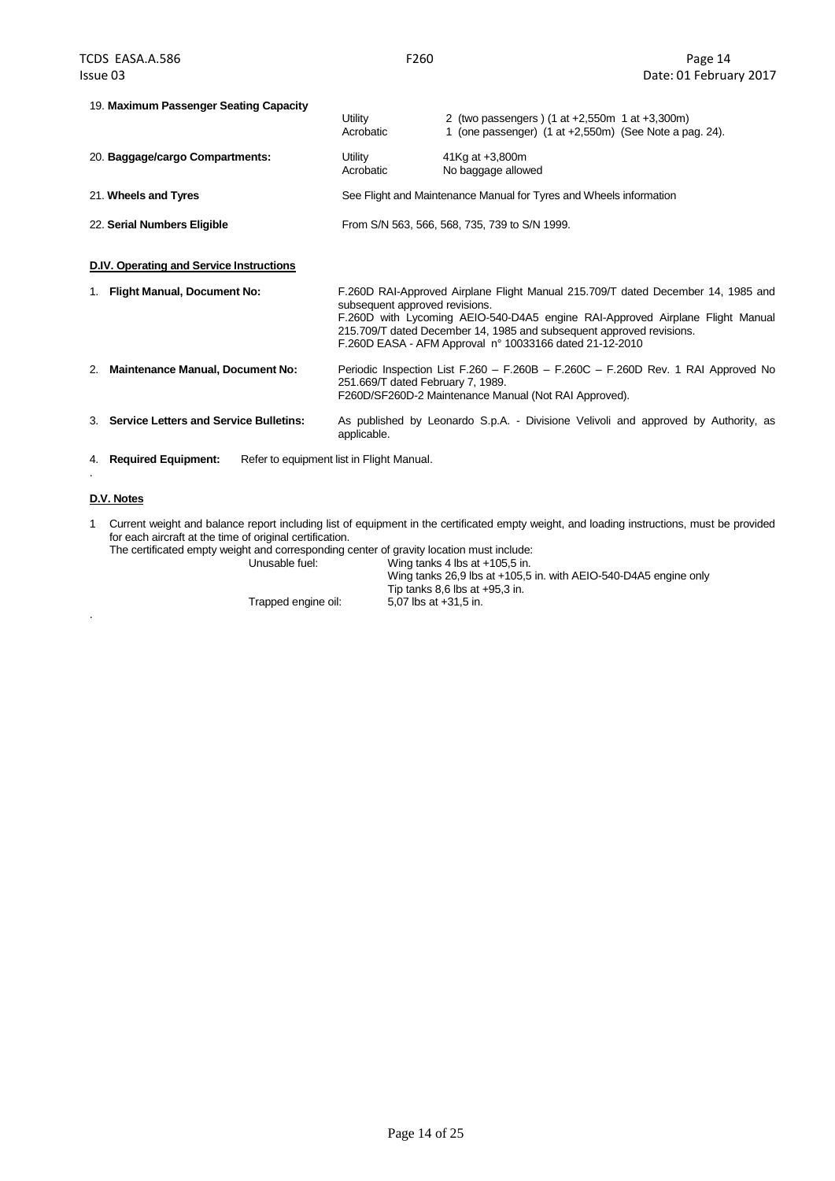19. **Maximum Passenger Seating Capacity**

| | | |
|---|---|---|
| | Utility | 2 (two passengers ) (1 at +2,550m 1 at +3,300m) |
| | Acrobatic | 1 (one passenger) (1 at +2,550m) (See Note a pag. 24). |

20. **Baggage/cargo Compartments:**

| | | |
|---|---|---|
| | Utility | 41Kg at +3,800m |
| | Acrobatic | No baggage allowed |

21. **Wheels and Tyres** — See Flight and Maintenance Manual for Tyres and Wheels information

22. **Serial Numbers Eligible** — From S/N 563, 566, 568, 735, 739 to S/N 1999.

**D.IV. Operating and Service Instructions**

1. **Flight Manual, Document No:**
   F.260D RAI-Approved Airplane Flight Manual 215.709/T dated December 14, 1985 and subsequent approved revisions.
   F.260D with Lycoming AEIO-540-D4A5 engine RAI-Approved Airplane Flight Manual 215.709/T dated December 14, 1985 and subsequent approved revisions.
   F.260D EASA - AFM Approval n° 10033166 dated 21-12-2010

2. **Maintenance Manual, Document No:**
   Periodic Inspection List F.260 – F.260B – F.260C – F.260D Rev. 1 RAI Approved No 251.669/T dated February 7, 1989.
   F260D/SF260D-2 Maintenance Manual (Not RAI Approved).

3. **Service Letters and Service Bulletins:**
   As published by Leonardo S.p.A. - Divisione Velivoli and approved by Authority, as applicable.

4. **Required Equipment:** Refer to equipment list in Flight Manual.

**D.V. Notes**

1 Current weight and balance report including list of equipment in the certificated empty weight, and loading instructions, must be provided for each aircraft at the time of original certification.
The certificated empty weight and corresponding center of gravity location must include:

| | |
|---|---|
| Unusable fuel: | Wing tanks 4 lbs at +105,5 in. |
| | Wing tanks 26,9 lbs at +105,5 in. with AEIO-540-D4A5 engine only |
| | Tip tanks 8,6 lbs at +95,3 in. |
| Trapped engine oil: | 5,07 lbs at +31,5 in. |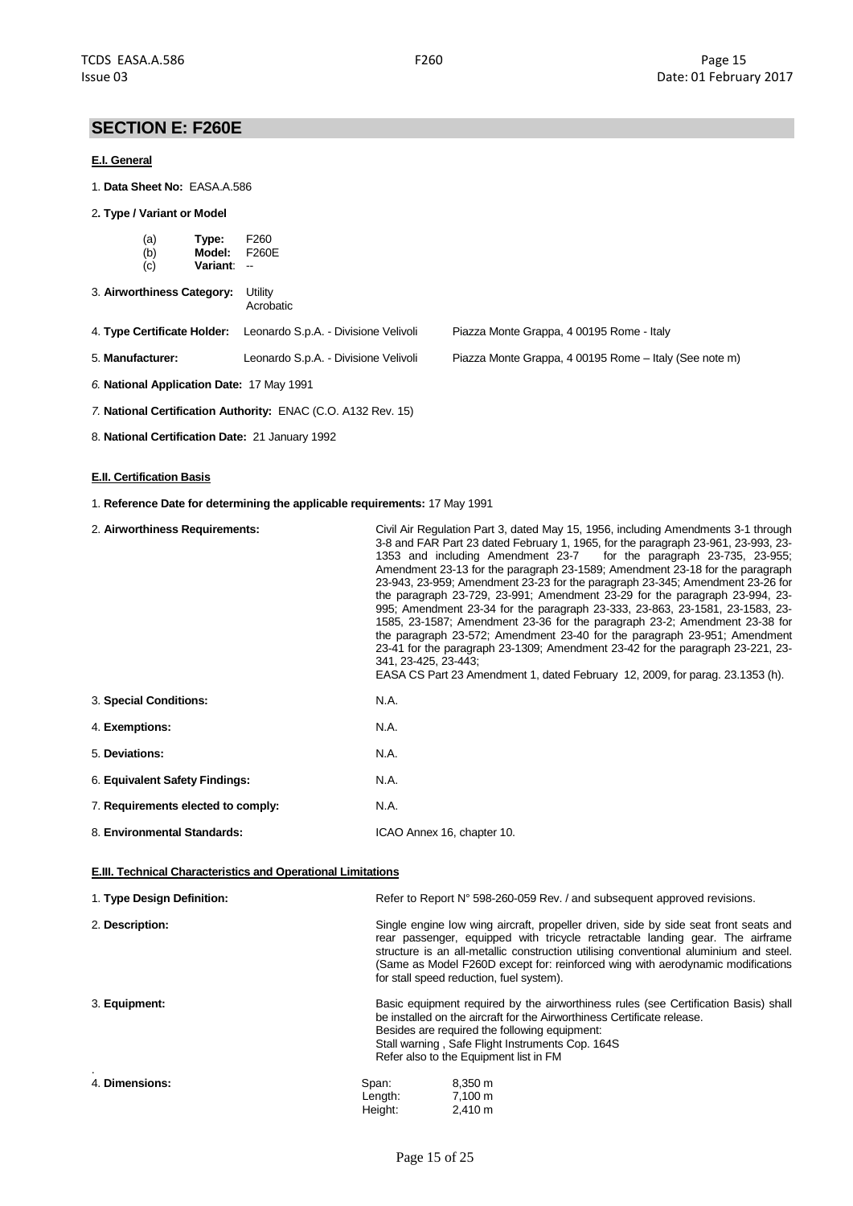## SECTION E: F260E

### E.I. General

1. **Data Sheet No:** EASA.A.586

2. **Type / Variant or Model**

   (a) **Type:** F260
   (b) **Model:** F260E
   (c) **Variant**: --

3. **Airworthiness Category:** Utility
   Acrobatic

4. **Type Certificate Holder:** Leonardo S.p.A. - Divisione Velivoli — Piazza Monte Grappa, 4 00195 Rome - Italy

5. **Manufacturer:** Leonardo S.p.A. - Divisione Velivoli — Piazza Monte Grappa, 4 00195 Rome – Italy (See note m)

6. **National Application Date:** 17 May 1991

7. **National Certification Authority:** ENAC (C.O. A132 Rev. 15)

8. **National Certification Date:** 21 January 1992

### E.II. Certification Basis

1. **Reference Date for determining the applicable requirements:** 17 May 1991

| | |
|---|---|
| 2. **Airworthiness Requirements:** | Civil Air Regulation Part 3, dated May 15, 1956, including Amendments 3-1 through 3-8 and FAR Part 23 dated February 1, 1965, for the paragraph 23-961, 23-993, 23-1353 and including Amendment 23-7 for the paragraph 23-735, 23-955; Amendment 23-13 for the paragraph 23-1589; Amendment 23-18 for the paragraph 23-943, 23-959; Amendment 23-23 for the paragraph 23-345; Amendment 23-26 for the paragraph 23-729, 23-991; Amendment 23-29 for the paragraph 23-994, 23-995; Amendment 23-34 for the paragraph 23-333, 23-863, 23-1581, 23-1583, 23-1585, 23-1587; Amendment 23-36 for the paragraph 23-2; Amendment 23-38 for the paragraph 23-572; Amendment 23-40 for the paragraph 23-951; Amendment 23-41 for the paragraph 23-1309; Amendment 23-42 for the paragraph 23-221, 23-341, 23-425, 23-443;<br>EASA CS Part 23 Amendment 1, dated February 12, 2009, for parag. 23.1353 (h). |
| 3. **Special Conditions:** | N.A. |
| 4. **Exemptions:** | N.A. |
| 5. **Deviations:** | N.A. |
| 6. **Equivalent Safety Findings:** | N.A. |
| 7. **Requirements elected to comply:** | N.A. |
| 8. **Environmental Standards:** | ICAO Annex 16, chapter 10. |

### E.III. Technical Characteristics and Operational Limitations

| | |
|---|---|
| 1. **Type Design Definition:** | Refer to Report N° 598-260-059 Rev. / and subsequent approved revisions. |
| 2. **Description:** | Single engine low wing aircraft, propeller driven, side by side seat front seats and rear passenger, equipped with tricycle retractable landing gear. The airframe structure is an all-metallic construction utilising conventional aluminium and steel. (Same as Model F260D except for: reinforced wing with aerodynamic modifications for stall speed reduction, fuel system). |
| 3. **Equipment:** | Basic equipment required by the airworthiness rules (see Certification Basis) shall be installed on the aircraft for the Airworthiness Certificate release.<br>Besides are required the following equipment:<br>Stall warning , Safe Flight Instruments Cop. 164S<br>Refer also to the Equipment list in FM |
| 4. **Dimensions:** | Span: 8,350 m<br>Length: 7,100 m<br>Height: 2,410 m |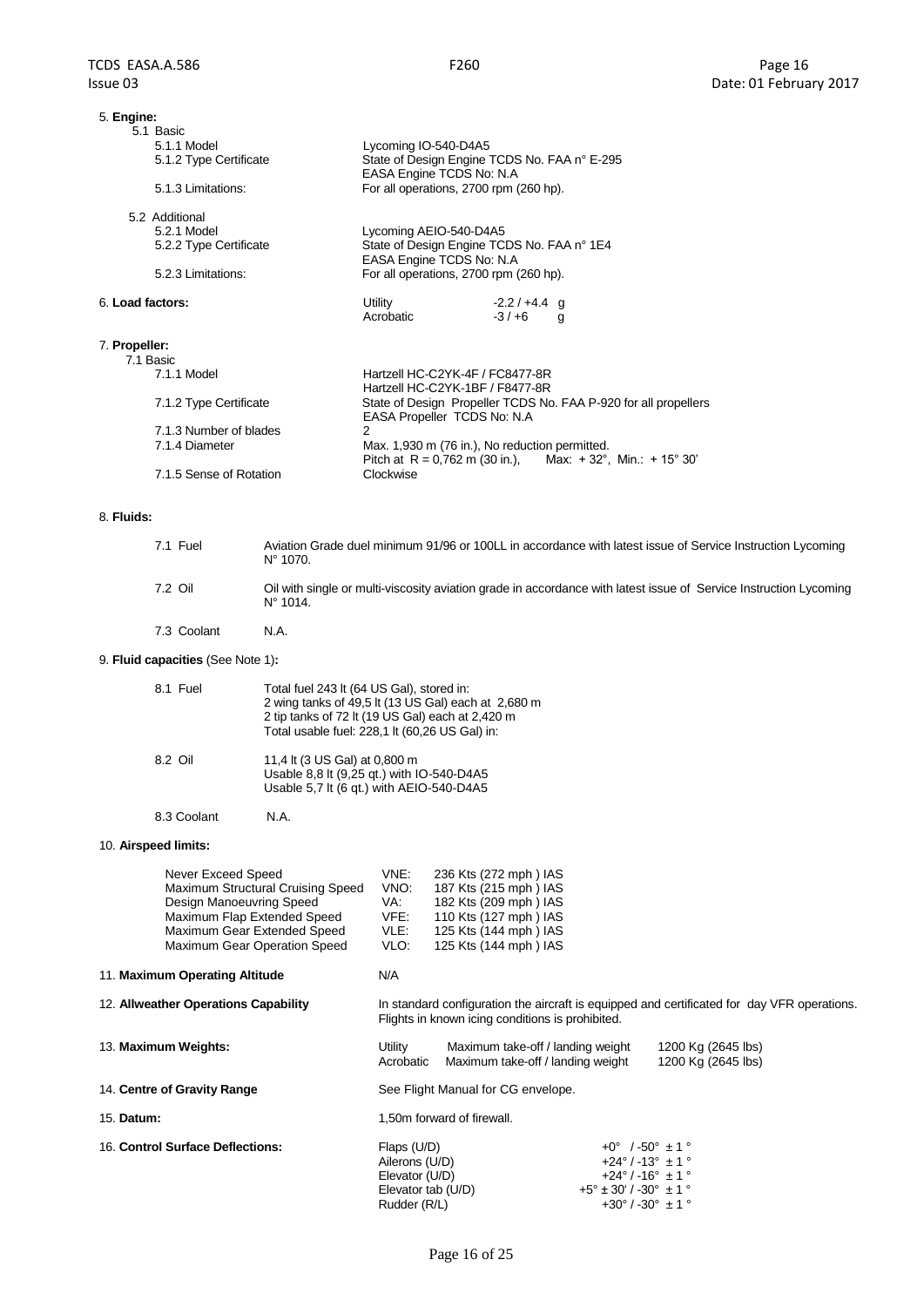5. **Engine:**

5.1 Basic

| | |
|---|---|
| 5.1.1 Model | Lycoming IO-540-D4A5 |
| 5.1.2 Type Certificate | State of Design Engine TCDS No. FAA n° E-295<br>EASA Engine TCDS No: N.A |
| 5.1.3 Limitations: | For all operations, 2700 rpm (260 hp). |

5.2 Additional

| | |
|---|---|
| 5.2.1 Model | Lycoming AEIO-540-D4A5 |
| 5.2.2 Type Certificate | State of Design Engine TCDS No. FAA n° 1E4<br>EASA Engine TCDS No: N.A |
| 5.2.3 Limitations: | For all operations, 2700 rpm (260 hp). |

6. **Load factors:**

| | |
|---|---|
| Utility | -2.2 / +4.4 g |
| Acrobatic | -3 / +6 g |

7. **Propeller:**

7.1 Basic

| | |
|---|---|
| 7.1.1 Model | Hartzell HC-C2YK-4F / FC8477-8R<br>Hartzell HC-C2YK-1BF / F8477-8R |
| 7.1.2 Type Certificate | State of Design Propeller TCDS No. FAA P-920 for all propellers<br>EASA Propeller TCDS No: N.A |
| 7.1.3 Number of blades | 2 |
| 7.1.4 Diameter | Max. 1,930 m (76 in.), No reduction permitted.<br>Pitch at R = 0,762 m (30 in.), Max: + 32°, Min.: + 15° 30' |
| 7.1.5 Sense of Rotation | Clockwise |

8. **Fluids:**

7.1 Fuel Aviation Grade duel minimum 91/96 or 100LL in accordance with latest issue of Service Instruction Lycoming N° 1070.

7.2 Oil Oil with single or multi-viscosity aviation grade in accordance with latest issue of Service Instruction Lycoming N° 1014.

7.3 Coolant N.A.

9. **Fluid capacities** (See Note 1)**:**

8.1 Fuel Total fuel 243 lt (64 US Gal), stored in:
2 wing tanks of 49,5 lt (13 US Gal) each at 2,680 m
2 tip tanks of 72 lt (19 US Gal) each at 2,420 m
Total usable fuel: 228,1 lt (60,26 US Gal) in:

8.2 Oil 11,4 lt (3 US Gal) at 0,800 m
Usable 8,8 lt (9,25 qt.) with IO-540-D4A5
Usable 5,7 lt (6 qt.) with AEIO-540-D4A5

8.3 Coolant N.A.

10. **Airspeed limits:**

| | | |
|---|---|---|
| Never Exceed Speed | VNE: | 236 Kts (272 mph ) IAS |
| Maximum Structural Cruising Speed | VNO: | 187 Kts (215 mph ) IAS |
| Design Manoeuvring Speed | VA: | 182 Kts (209 mph ) IAS |
| Maximum Flap Extended Speed | VFE: | 110 Kts (127 mph ) IAS |
| Maximum Gear Extended Speed | VLE: | 125 Kts (144 mph ) IAS |
| Maximum Gear Operation Speed | VLO: | 125 Kts (144 mph ) IAS |

11. **Maximum Operating Altitude** N/A

12. **Allweather Operations Capability** In standard configuration the aircraft is equipped and certificated for day VFR operations. Flights in known icing conditions is prohibited.

13. **Maximum Weights:**

| | | |
|---|---|---|
| Utility | Maximum take-off / landing weight | 1200 Kg (2645 lbs) |
| Acrobatic | Maximum take-off / landing weight | 1200 Kg (2645 lbs) |

14. **Centre of Gravity Range** See Flight Manual for CG envelope.

15. **Datum:** 1,50m forward of firewall.

16. **Control Surface Deflections:**

| | |
|---|---|
| Flaps (U/D) | +0° / -50° ± 1 ° |
| Ailerons (U/D) | +24° / -13° ± 1 ° |
| Elevator (U/D) | +24° / -16° ± 1 ° |
| Elevator tab (U/D) | +5° ± 30' / -30° ± 1 ° |
| Rudder (R/L) | +30° / -30° ± 1 ° |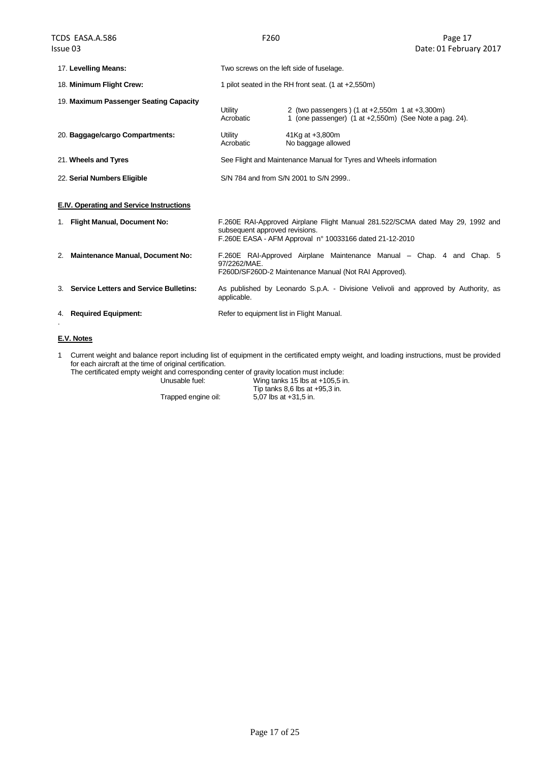17. **Levelling Means:** Two screws on the left side of fuselage.

18. **Minimum Flight Crew:** 1 pilot seated in the RH front seat. (1 at +2,550m)

19. **Maximum Passenger Seating Capacity**

| | | |
|---|---|---|
| | Utility | 2 (two passengers ) (1 at +2,550m 1 at +3,300m) |
| | Acrobatic | 1 (one passenger) (1 at +2,550m) (See Note a pag. 24). |

20. **Baggage/cargo Compartments:**

| | | |
|---|---|---|
| | Utility | 41Kg at +3,800m |
| | Acrobatic | No baggage allowed |

21. **Wheels and Tyres** See Flight and Maintenance Manual for Tyres and Wheels information

22. **Serial Numbers Eligible** S/N 784 and from S/N 2001 to S/N 2999..

## E.IV. Operating and Service Instructions

1. **Flight Manual, Document No:** F.260E RAI-Approved Airplane Flight Manual 281.522/SCMA dated May 29, 1992 and subsequent approved revisions.
   F.260E EASA - AFM Approval n° 10033166 dated 21-12-2010

2. **Maintenance Manual, Document No:** F.260E RAI-Approved Airplane Maintenance Manual – Chap. 4 and Chap. 5 97/2262/MAE.
   F260D/SF260D-2 Maintenance Manual (Not RAI Approved).

3. **Service Letters and Service Bulletins:** As published by Leonardo S.p.A. - Divisione Velivoli and approved by Authority, as applicable.

4. **Required Equipment:** Refer to equipment list in Flight Manual.

## E.V. Notes

1 Current weight and balance report including list of equipment in the certificated empty weight, and loading instructions, must be provided for each aircraft at the time of original certification.
The certificated empty weight and corresponding center of gravity location must include:

| | |
|---|---|
| Unusable fuel: | Wing tanks 15 lbs at +105,5 in. |
| | Tip tanks 8,6 lbs at +95,3 in. |
| Trapped engine oil: | 5,07 lbs at +31,5 in. |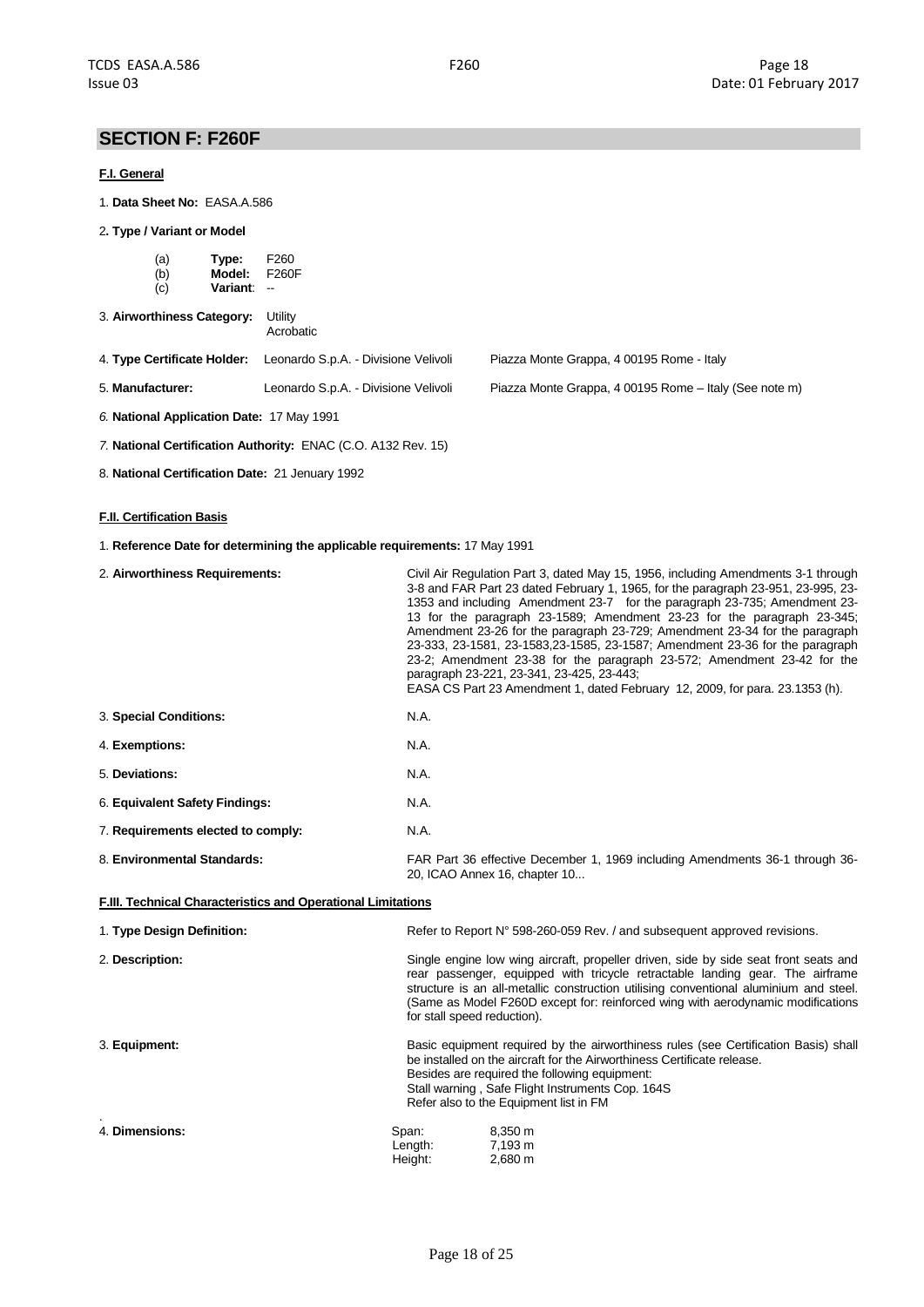## SECTION F: F260F

### F.I. General

1. **Data Sheet No:** EASA.A.586

2. **Type / Variant or Model**

   (a) **Type:** F260
   (b) **Model:** F260F
   (c) **Variant**: --

3. **Airworthiness Category:** Utility
   Acrobatic

4. **Type Certificate Holder:** Leonardo S.p.A. - Divisione Velivoli — Piazza Monte Grappa, 4 00195 Rome - Italy

5. **Manufacturer:** Leonardo S.p.A. - Divisione Velivoli — Piazza Monte Grappa, 4 00195 Rome – Italy (See note m)

6. **National Application Date:** 17 May 1991

7. **National Certification Authority:** ENAC (C.O. A132 Rev. 15)

8. **National Certification Date:** 21 January 1992

### F.II. Certification Basis

1. **Reference Date for determining the applicable requirements:** 17 May 1991

| | |
|---|---|
| 2. **Airworthiness Requirements:** | Civil Air Regulation Part 3, dated May 15, 1956, including Amendments 3-1 through 3-8 and FAR Part 23 dated February 1, 1965, for the paragraph 23-951, 23-995, 23-1353 and including Amendment 23-7 for the paragraph 23-735; Amendment 23-13 for the paragraph 23-1589; Amendment 23-23 for the paragraph 23-345; Amendment 23-26 for the paragraph 23-729; Amendment 23-34 for the paragraph 23-333, 23-1581, 23-1583,23-1585, 23-1587; Amendment 23-36 for the paragraph 23-2; Amendment 23-38 for the paragraph 23-572; Amendment 23-42 for the paragraph 23-221, 23-341, 23-425, 23-443; EASA CS Part 23 Amendment 1, dated February 12, 2009, for para. 23.1353 (h). |
| 3. **Special Conditions:** | N.A. |
| 4. **Exemptions:** | N.A. |
| 5. **Deviations:** | N.A. |
| 6. **Equivalent Safety Findings:** | N.A. |
| 7. **Requirements elected to comply:** | N.A. |
| 8. **Environmental Standards:** | FAR Part 36 effective December 1, 1969 including Amendments 36-1 through 36-20, ICAO Annex 16, chapter 10... |

### F.III. Technical Characteristics and Operational Limitations

| | |
|---|---|
| 1. **Type Design Definition:** | Refer to Report N° 598-260-059 Rev. / and subsequent approved revisions. |
| 2. **Description:** | Single engine low wing aircraft, propeller driven, side by side seat front seats and rear passenger, equipped with tricycle retractable landing gear. The airframe structure is an all-metallic construction utilising conventional aluminium and steel. (Same as Model F260D except for: reinforced wing with aerodynamic modifications for stall speed reduction). |
| 3. **Equipment:** | Basic equipment required by the airworthiness rules (see Certification Basis) shall be installed on the aircraft for the Airworthiness Certificate release.<br>Besides are required the following equipment:<br>Stall warning , Safe Flight Instruments Cop. 164S<br>Refer also to the Equipment list in FM |
| 4. **Dimensions:** | Span: 8,350 m<br>Length: 7,193 m<br>Height: 2,680 m |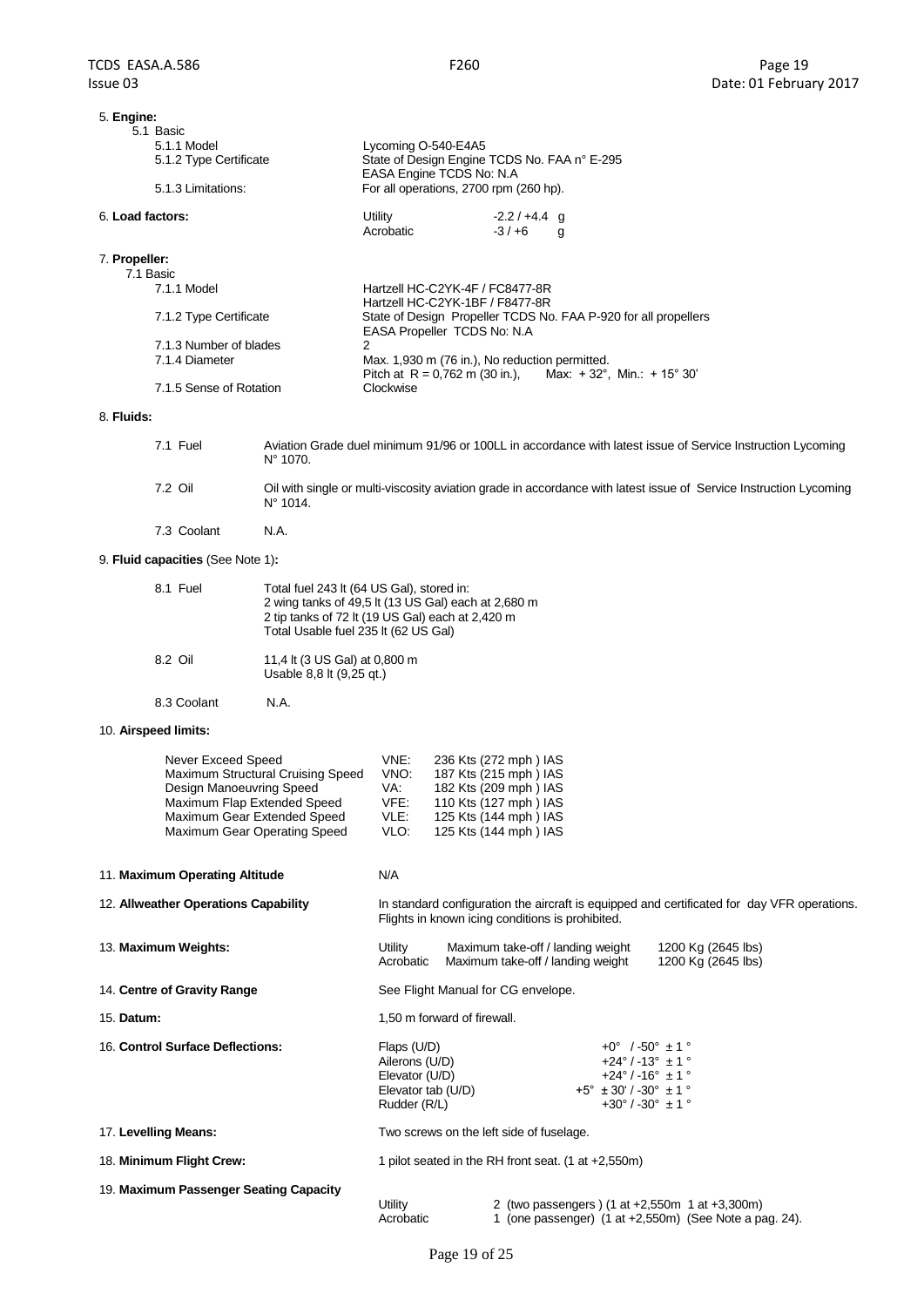5. **Engine:**

5.1 Basic

| | |
|---|---|
| 5.1.1 Model | Lycoming O-540-E4A5 |
| 5.1.2 Type Certificate | State of Design Engine TCDS No. FAA n° E-295<br>EASA Engine TCDS No: N.A |
| 5.1.3 Limitations: | For all operations, 2700 rpm (260 hp). |

6. **Load factors:**

| | |
|---|---|
| Utility | -2.2 / +4.4 g |
| Acrobatic | -3 / +6 g |

7. **Propeller:**

7.1 Basic

| | |
|---|---|
| 7.1.1 Model | Hartzell HC-C2YK-4F / FC8477-8R<br>Hartzell HC-C2YK-1BF / F8477-8R |
| 7.1.2 Type Certificate | State of Design Propeller TCDS No. FAA P-920 for all propellers<br>EASA Propeller TCDS No: N.A |
| 7.1.3 Number of blades | 2 |
| 7.1.4 Diameter | Max. 1,930 m (76 in.), No reduction permitted.<br>Pitch at R = 0,762 m (30 in.), Max: + 32°, Min.: + 15° 30' |
| 7.1.5 Sense of Rotation | Clockwise |

8. **Fluids:**

7.1 Fuel — Aviation Grade duel minimum 91/96 or 100LL in accordance with latest issue of Service Instruction Lycoming N° 1070.

7.2 Oil — Oil with single or multi-viscosity aviation grade in accordance with latest issue of Service Instruction Lycoming N° 1014.

7.3 Coolant — N.A.

9. **Fluid capacities** (See Note 1)**:**

8.1 Fuel — Total fuel 243 lt (64 US Gal), stored in:
2 wing tanks of 49,5 lt (13 US Gal) each at 2,680 m
2 tip tanks of 72 lt (19 US Gal) each at 2,420 m
Total Usable fuel 235 lt (62 US Gal)

8.2 Oil — 11,4 lt (3 US Gal) at 0,800 m
Usable 8,8 lt (9,25 qt.)

8.3 Coolant — N.A.

10. **Airspeed limits:**

| | | |
|---|---|---|
| Never Exceed Speed | VNE: | 236 Kts (272 mph ) IAS |
| Maximum Structural Cruising Speed | VNO: | 187 Kts (215 mph ) IAS |
| Design Manoeuvring Speed | VA: | 182 Kts (209 mph ) IAS |
| Maximum Flap Extended Speed | VFE: | 110 Kts (127 mph ) IAS |
| Maximum Gear Extended Speed | VLE: | 125 Kts (144 mph ) IAS |
| Maximum Gear Operating Speed | VLO: | 125 Kts (144 mph ) IAS |

11. **Maximum Operating Altitude** — N/A

12. **Allweather Operations Capability** — In standard configuration the aircraft is equipped and certificated for day VFR operations. Flights in known icing conditions is prohibited.

13. **Maximum Weights:**

| | | |
|---|---|---|
| Utility | Maximum take-off / landing weight | 1200 Kg (2645 lbs) |
| Acrobatic | Maximum take-off / landing weight | 1200 Kg (2645 lbs) |

14. **Centre of Gravity Range** — See Flight Manual for CG envelope.

15. **Datum:** — 1,50 m forward of firewall.

16. **Control Surface Deflections:**

| | |
|---|---|
| Flaps (U/D) | +0° / -50° ± 1 ° |
| Ailerons (U/D) | +24° / -13° ± 1 ° |
| Elevator (U/D) | +24° / -16° ± 1 ° |
| Elevator tab (U/D) | +5° ± 30' / -30° ± 1 ° |
| Rudder (R/L) | +30° / -30° ± 1 ° |

17. **Levelling Means:** — Two screws on the left side of fuselage.

18. **Minimum Flight Crew:** — 1 pilot seated in the RH front seat. (1 at +2,550m)

19. **Maximum Passenger Seating Capacity**

| | |
|---|---|
| Utility | 2 (two passengers ) (1 at +2,550m 1 at +3,300m) |
| Acrobatic | 1 (one passenger) (1 at +2,550m) (See Note a pag. 24). |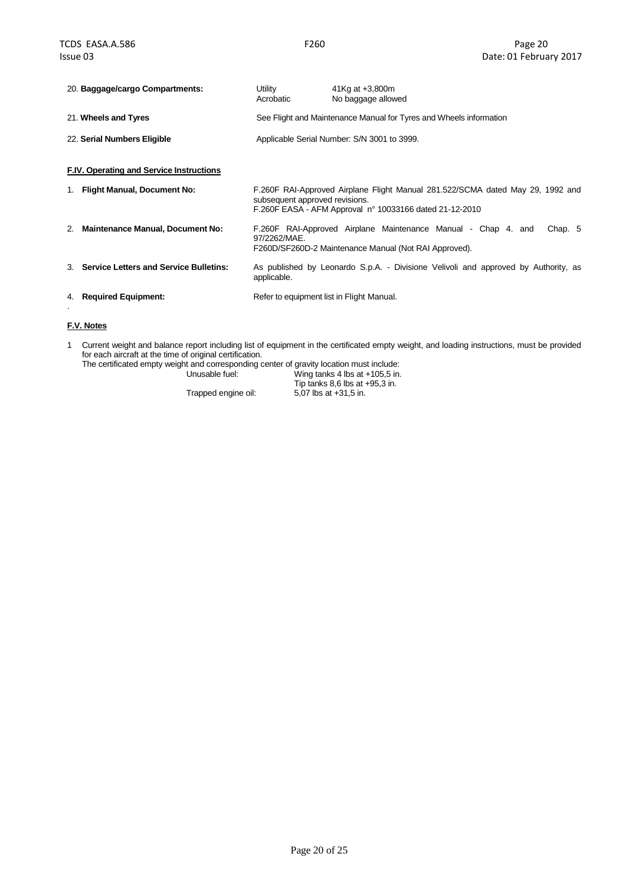20. **Baggage/cargo Compartments:** Utility 41Kg at +3,800m
Acrobatic No baggage allowed

21. **Wheels and Tyres** See Flight and Maintenance Manual for Tyres and Wheels information

22. **Serial Numbers Eligible** Applicable Serial Number: S/N 3001 to 3999.

## F.IV. Operating and Service Instructions

1. **Flight Manual, Document No:** F.260F RAI-Approved Airplane Flight Manual 281.522/SCMA dated May 29, 1992 and subsequent approved revisions.
F.260F EASA - AFM Approval n° 10033166 dated 21-12-2010

2. **Maintenance Manual, Document No:** F.260F RAI-Approved Airplane Maintenance Manual - Chap 4. and Chap. 5 97/2262/MAE.
F260D/SF260D-2 Maintenance Manual (Not RAI Approved).

3. **Service Letters and Service Bulletins:** As published by Leonardo S.p.A. - Divisione Velivoli and approved by Authority, as applicable.

4. **Required Equipment:** Refer to equipment list in Flight Manual.

## F.V. Notes

1 Current weight and balance report including list of equipment in the certificated empty weight, and loading instructions, must be provided for each aircraft at the time of original certification.
The certificated empty weight and corresponding center of gravity location must include:

| | |
|---|---|
| Unusable fuel: | Wing tanks 4 lbs at +105,5 in. |
| | Tip tanks 8,6 lbs at +95,3 in. |
| Trapped engine oil: | 5,07 lbs at +31,5 in. |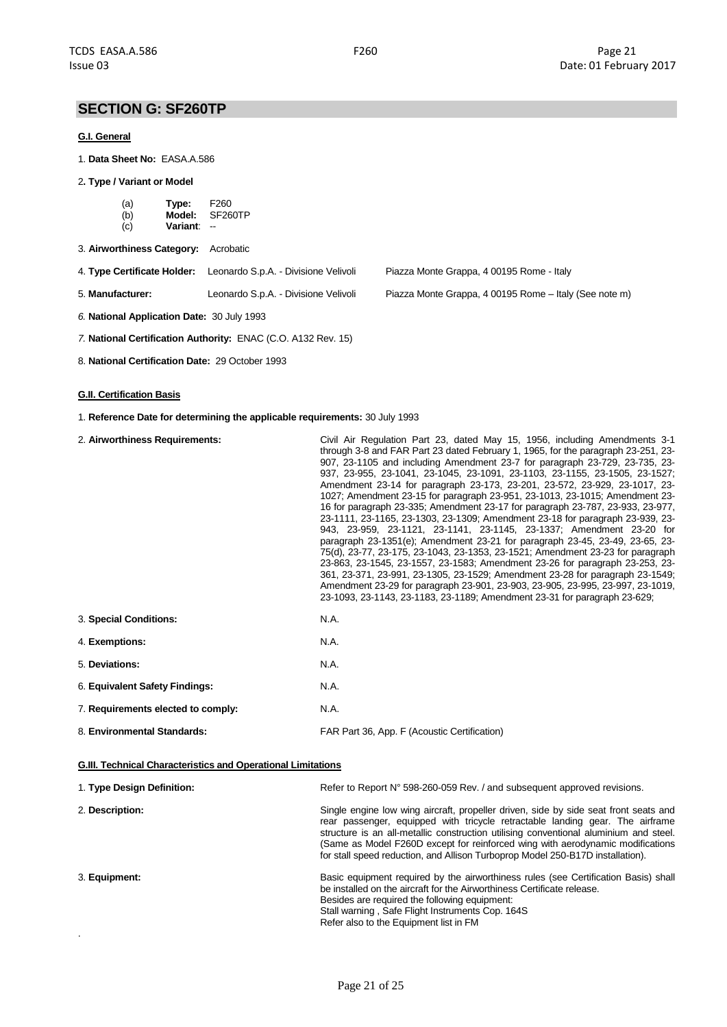## SECTION G: SF260TP

### G.I. General

1. **Data Sheet No:** EASA.A.586

2. **Type / Variant or Model**

   (a) **Type:** F260
   (b) **Model:** SF260TP
   (c) **Variant**: --

3. **Airworthiness Category:** Acrobatic

4. **Type Certificate Holder:** Leonardo S.p.A. - Divisione Velivoli Piazza Monte Grappa, 4 00195 Rome - Italy

5. **Manufacturer:** Leonardo S.p.A. - Divisione Velivoli Piazza Monte Grappa, 4 00195 Rome – Italy (See note m)

6. **National Application Date:** 30 July 1993

7. **National Certification Authority:** ENAC (C.O. A132 Rev. 15)

8. **National Certification Date:** 29 October 1993

### G.II. Certification Basis

1. **Reference Date for determining the applicable requirements:** 30 July 1993

| | |
|---|---|
| 2. **Airworthiness Requirements:** | Civil Air Regulation Part 23, dated May 15, 1956, including Amendments 3-1 through 3-8 and FAR Part 23 dated February 1, 1965, for the paragraph 23-251, 23-907, 23-1105 and including Amendment 23-7 for paragraph 23-729, 23-735, 23-937, 23-955, 23-1041, 23-1045, 23-1091, 23-1103, 23-1155, 23-1505, 23-1527; Amendment 23-14 for paragraph 23-173, 23-201, 23-572, 23-929, 23-1017, 23-1027; Amendment 23-15 for paragraph 23-951, 23-1013, 23-1015; Amendment 23-16 for paragraph 23-335; Amendment 23-17 for paragraph 23-787, 23-933, 23-977, 23-1111, 23-1165, 23-1303, 23-1309; Amendment 23-18 for paragraph 23-939, 23-943, 23-959, 23-1121, 23-1141, 23-1145, 23-1337; Amendment 23-20 for paragraph 23-1351(e); Amendment 23-21 for paragraph 23-45, 23-49, 23-65, 23-75(d), 23-77, 23-175, 23-1043, 23-1353, 23-1521; Amendment 23-23 for paragraph 23-863, 23-1545, 23-1557, 23-1583; Amendment 23-26 for paragraph 23-253, 23-361, 23-371, 23-991, 23-1305, 23-1529; Amendment 23-28 for paragraph 23-1549; Amendment 23-29 for paragraph 23-901, 23-903, 23-905, 23-995, 23-997, 23-1019, 23-1093, 23-1143, 23-1183, 23-1189; Amendment 23-31 for paragraph 23-629; |
| 3. **Special Conditions:** | N.A. |
| 4. **Exemptions:** | N.A. |
| 5. **Deviations:** | N.A. |
| 6. **Equivalent Safety Findings:** | N.A. |
| 7. **Requirements elected to comply:** | N.A. |
| 8. **Environmental Standards:** | FAR Part 36, App. F (Acoustic Certification) |

### G.III. Technical Characteristics and Operational Limitations

| | |
|---|---|
| 1. **Type Design Definition:** | Refer to Report N° 598-260-059 Rev. / and subsequent approved revisions. |
| 2. **Description:** | Single engine low wing aircraft, propeller driven, side by side seat front seats and rear passenger, equipped with tricycle retractable landing gear. The airframe structure is an all-metallic construction utilising conventional aluminium and steel. (Same as Model F260D except for reinforced wing with aerodynamic modifications for stall speed reduction, and Allison Turboprop Model 250-B17D installation). |
| 3. **Equipment:** | Basic equipment required by the airworthiness rules (see Certification Basis) shall be installed on the aircraft for the Airworthiness Certificate release.<br>Besides are required the following equipment:<br>Stall warning , Safe Flight Instruments Cop. 164S<br>Refer also to the Equipment list in FM |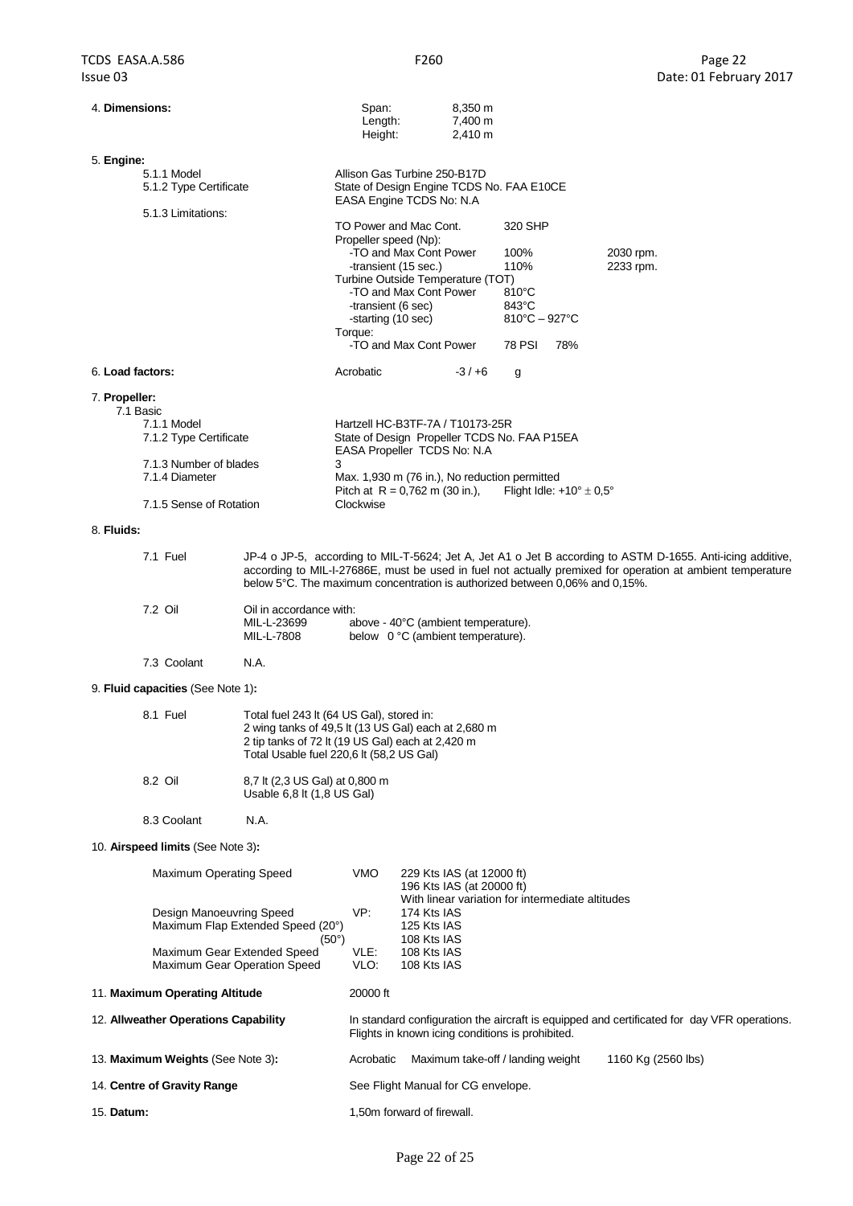**4. Dimensions:**

| | | |
|---|---|---|
| Span: | 8,350 m | |
| Length: | 7,400 m | |
| Height: | 2,410 m | |

**5. Engine:**

5.1.1 Model: Allison Gas Turbine 250-B17D

5.1.2 Type Certificate: State of Design Engine TCDS No. FAA E10CE
EASA Engine TCDS No: N.A

5.1.3 Limitations:

| | | |
|---|---|---|
| TO Power and Mac Cont. | 320 SHP | |
| Propeller speed (Np): | | |
| -TO and Max Cont Power | 100% | 2030 rpm. |
| -transient (15 sec.) | 110% | 2233 rpm. |
| Turbine Outside Temperature (TOT) | | |
| -TO and Max Cont Power | 810°C | |
| -transient (6 sec) | 843°C | |
| -starting (10 sec) | 810°C – 927°C | |
| Torque: | | |
| -TO and Max Cont Power | 78 PSI 78% | |

**6. Load factors:** Acrobatic -3 / +6 g

**7. Propeller:**

7.1 Basic

7.1.1 Model: Hartzell HC-B3TF-7A / T10173-25R

7.1.2 Type Certificate: State of Design Propeller TCDS No. FAA P15EA
EASA Propeller TCDS No: N.A

7.1.3 Number of blades: 3

7.1.4 Diameter: Max. 1,930 m (76 in.), No reduction permitted
Pitch at R = 0,762 m (30 in.), Flight Idle: +10° ± 0,5°

7.1.5 Sense of Rotation: Clockwise

**8. Fluids:**

7.1 Fuel: JP-4 o JP-5, according to MIL-T-5624; Jet A, Jet A1 o Jet B according to ASTM D-1655. Anti-icing additive, according to MIL-I-27686E, must be used in fuel not actually premixed for operation at ambient temperature below 5°C. The maximum concentration is authorized between 0,06% and 0,15%.

7.2 Oil: Oil in accordance with:

| | |
|---|---|
| MIL-L-23699 | above - 40°C (ambient temperature). |
| MIL-L-7808 | below 0 °C (ambient temperature). |

7.3 Coolant: N.A.

**9. Fluid capacities** (See Note 1)**:**

8.1 Fuel: Total fuel 243 lt (64 US Gal), stored in:
2 wing tanks of 49,5 lt (13 US Gal) each at 2,680 m
2 tip tanks of 72 lt (19 US Gal) each at 2,420 m
Total Usable fuel 220,6 lt (58,2 US Gal)

8.2 Oil: 8,7 lt (2,3 US Gal) at 0,800 m
Usable 6,8 lt (1,8 US Gal)

8.3 Coolant: N.A.

**10. Airspeed limits** (See Note 3)**:**

| | | |
|---|---|---|
| Maximum Operating Speed | VMO | 229 Kts IAS (at 12000 ft)<br>196 Kts IAS (at 20000 ft)<br>With linear variation for intermediate altitudes |
| Design Manoeuvring Speed | VP: | 174 Kts IAS |
| Maximum Flap Extended Speed (20°) | | 125 Kts IAS |
| (50°) | | 108 Kts IAS |
| Maximum Gear Extended Speed | VLE: | 108 Kts IAS |
| Maximum Gear Operation Speed | VLO: | 108 Kts IAS |

**11. Maximum Operating Altitude:** 20000 ft

**12. Allweather Operations Capability:** In standard configuration the aircraft is equipped and certificated for day VFR operations. Flights in known icing conditions is prohibited.

**13. Maximum Weights** (See Note 3)**:** Acrobatic Maximum take-off / landing weight 1160 Kg (2560 lbs)

**14. Centre of Gravity Range:** See Flight Manual for CG envelope.

**15. Datum:** 1,50m forward of firewall.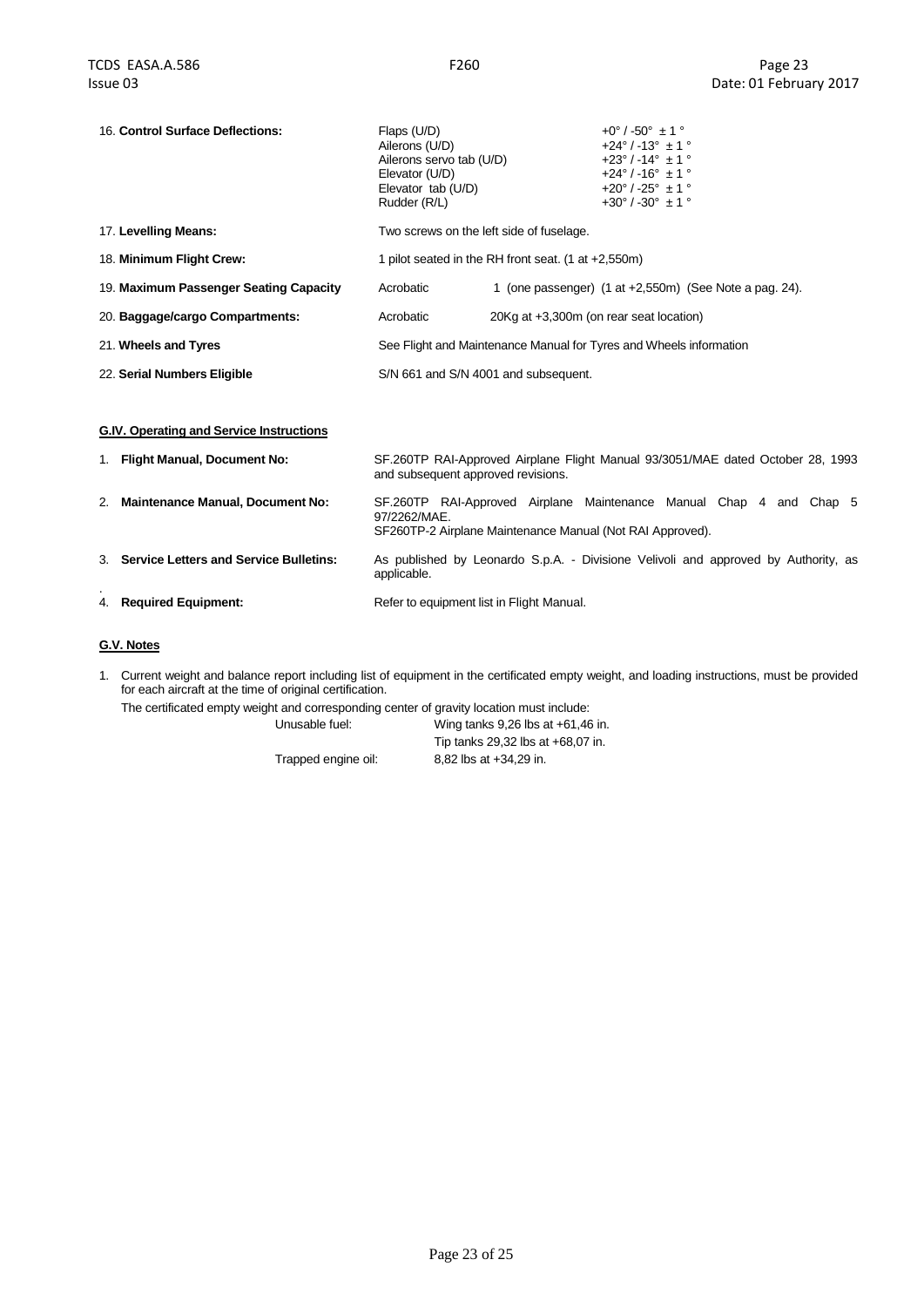| | | |
|---|---|---|
| 16. **Control Surface Deflections:** | Flaps (U/D)<br>Ailerons (U/D)<br>Ailerons servo tab (U/D)<br>Elevator (U/D)<br>Elevator tab (U/D)<br>Rudder (R/L) | +0° / -50° ± 1 °<br>+24° / -13° ± 1 °<br>+23° / -14° ± 1 °<br>+24° / -16° ± 1 °<br>+20° / -25° ± 1 °<br>+30° / -30° ± 1 ° |
| 17. **Levelling Means:** | Two screws on the left side of fuselage. | |
| 18. **Minimum Flight Crew:** | 1 pilot seated in the RH front seat. (1 at +2,550m) | |
| 19. **Maximum Passenger Seating Capacity** | Acrobatic | 1 (one passenger) (1 at +2,550m) (See Note a pag. 24). |
| 20. **Baggage/cargo Compartments:** | Acrobatic | 20Kg at +3,300m (on rear seat location) |
| 21. **Wheels and Tyres** | See Flight and Maintenance Manual for Tyres and Wheels information | |
| 22. **Serial Numbers Eligible** | S/N 661 and S/N 4001 and subsequent. | |

## G.IV. Operating and Service Instructions

| | |
|---|---|
| 1. **Flight Manual, Document No:** | SF.260TP RAI-Approved Airplane Flight Manual 93/3051/MAE dated October 28, 1993 and subsequent approved revisions. |
| 2. **Maintenance Manual, Document No:** | SF.260TP RAI-Approved Airplane Maintenance Manual Chap 4 and Chap 5 97/2262/MAE.<br>SF260TP-2 Airplane Maintenance Manual (Not RAI Approved). |
| 3. **Service Letters and Service Bulletins:** | As published by Leonardo S.p.A. - Divisione Velivoli and approved by Authority, as applicable. |
| 4. **Required Equipment:** | Refer to equipment list in Flight Manual. |

## G.V. Notes

1. Current weight and balance report including list of equipment in the certificated empty weight, and loading instructions, must be provided for each aircraft at the time of original certification.

   The certificated empty weight and corresponding center of gravity location must include:

   | | |
   |---|---|
   | Unusable fuel: | Wing tanks 9,26 lbs at +61,46 in. |
   | | Tip tanks 29,32 lbs at +68,07 in. |
   | Trapped engine oil: | 8,82 lbs at +34,29 in. |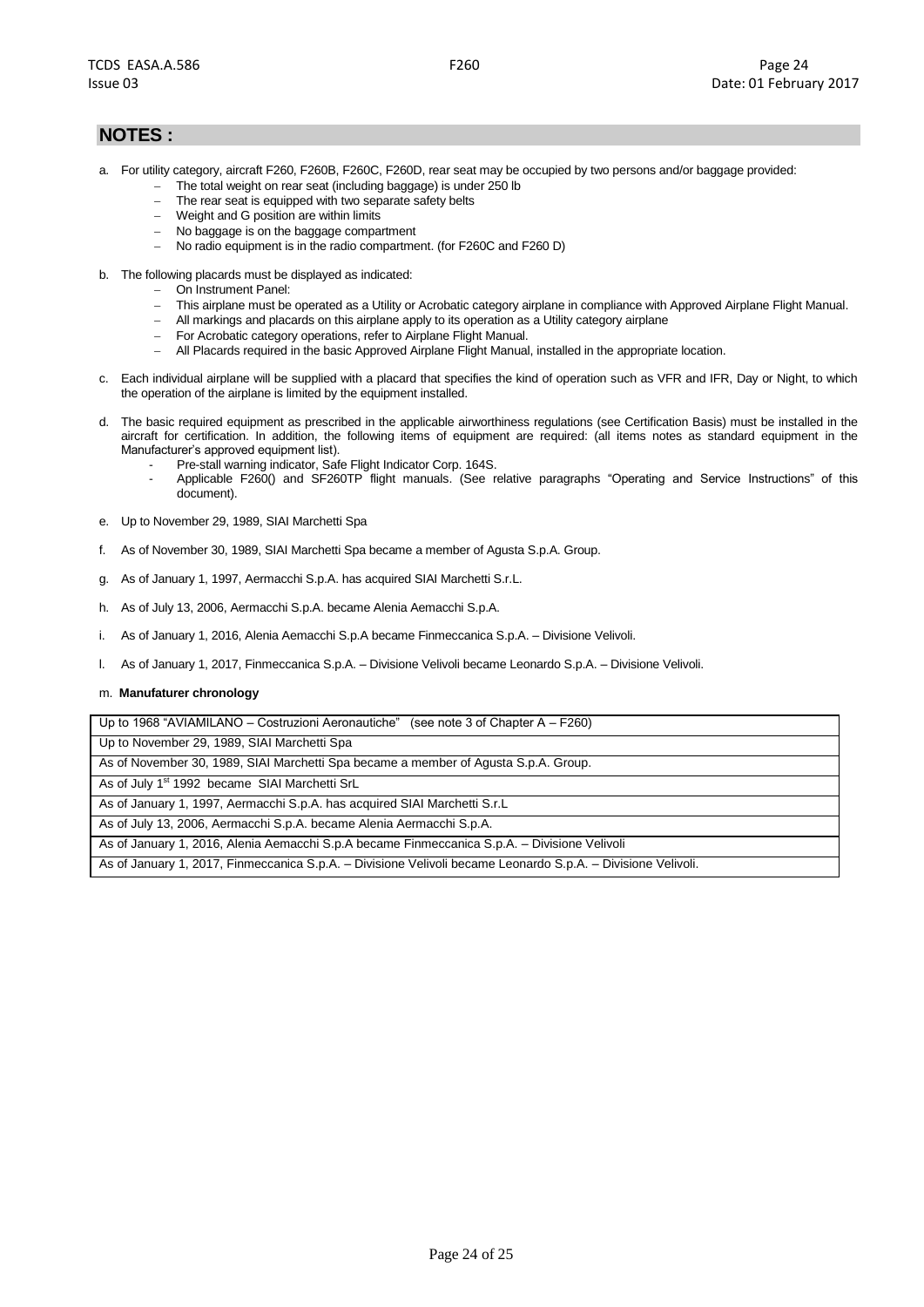## NOTES :

a. For utility category, aircraft F260, F260B, F260C, F260D, rear seat may be occupied by two persons and/or baggage provided:
   - The total weight on rear seat (including baggage) is under 250 lb
   - The rear seat is equipped with two separate safety belts
   - Weight and G position are within limits
   - No baggage is on the baggage compartment
   - No radio equipment is in the radio compartment. (for F260C and F260 D)

b. The following placards must be displayed as indicated:
   - On Instrument Panel:
   - This airplane must be operated as a Utility or Acrobatic category airplane in compliance with Approved Airplane Flight Manual.
   - All markings and placards on this airplane apply to its operation as a Utility category airplane
   - For Acrobatic category operations, refer to Airplane Flight Manual.
   - All Placards required in the basic Approved Airplane Flight Manual, installed in the appropriate location.

c. Each individual airplane will be supplied with a placard that specifies the kind of operation such as VFR and IFR, Day or Night, to which the operation of the airplane is limited by the equipment installed.

d. The basic required equipment as prescribed in the applicable airworthiness regulations (see Certification Basis) must be installed in the aircraft for certification. In addition, the following items of equipment are required: (all items notes as standard equipment in the Manufacturer's approved equipment list).
   - Pre-stall warning indicator, Safe Flight Indicator Corp. 164S.
   - Applicable F260() and SF260TP flight manuals. (See relative paragraphs "Operating and Service Instructions" of this document).

e. Up to November 29, 1989, SIAI Marchetti Spa

f. As of November 30, 1989, SIAI Marchetti Spa became a member of Agusta S.p.A. Group.

g. As of January 1, 1997, Aermacchi S.p.A. has acquired SIAI Marchetti S.r.L.

h. As of July 13, 2006, Aermacchi S.p.A. became Alenia Aemacchi S.p.A.

i. As of January 1, 2016, Alenia Aemacchi S.p.A became Finmeccanica S.p.A. – Divisione Velivoli.

l. As of January 1, 2017, Finmeccanica S.p.A. – Divisione Velivoli became Leonardo S.p.A. – Divisione Velivoli.

m. **Manufaturer chronology**

| Up to 1968 "AVIAMILANO – Costruzioni Aeronautiche" (see note 3 of Chapter A – F260) |
| --- |
| Up to November 29, 1989, SIAI Marchetti Spa |
| As of November 30, 1989, SIAI Marchetti Spa became a member of Agusta S.p.A. Group. |
| As of July 1st 1992 became SIAI Marchetti SrL |
| As of January 1, 1997, Aermacchi S.p.A. has acquired SIAI Marchetti S.r.L |
| As of July 13, 2006, Aermacchi S.p.A. became Alenia Aermacchi S.p.A. |
| As of January 1, 2016, Alenia Aemacchi S.p.A became Finmeccanica S.p.A. – Divisione Velivoli |
| As of January 1, 2017, Finmeccanica S.p.A. – Divisione Velivoli became Leonardo S.p.A. – Divisione Velivoli. |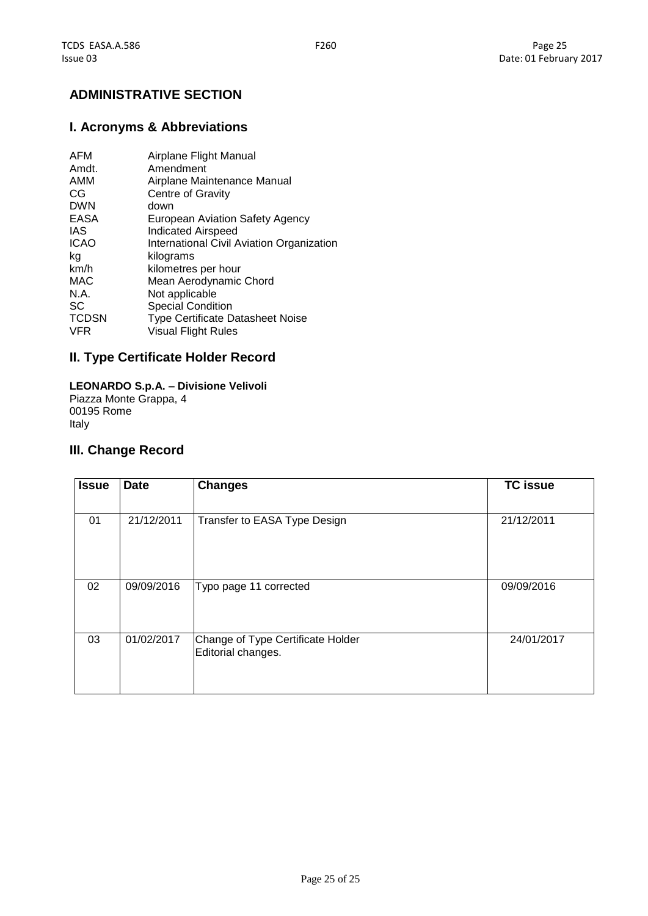## ADMINISTRATIVE SECTION

### I. Acronyms & Abbreviations

| | |
|---|---|
| AFM | Airplane Flight Manual |
| Amdt. | Amendment |
| AMM | Airplane Maintenance Manual |
| CG | Centre of Gravity |
| DWN | down |
| EASA | European Aviation Safety Agency |
| IAS | Indicated Airspeed |
| ICAO | International Civil Aviation Organization |
| kg | kilograms |
| km/h | kilometres per hour |
| MAC | Mean Aerodynamic Chord |
| N.A. | Not applicable |
| SC | Special Condition |
| TCDSN | Type Certificate Datasheet Noise |
| VFR | Visual Flight Rules |

### II. Type Certificate Holder Record

**LEONARDO S.p.A. – Divisione Velivoli**
Piazza Monte Grappa, 4
00195 Rome
Italy

### III. Change Record

| Issue | Date | Changes | TC issue |
|---|---|---|---|
| 01 | 21/12/2011 | Transfer to EASA Type Design | 21/12/2011 |
| 02 | 09/09/2016 | Typo page 11 corrected | 09/09/2016 |
| 03 | 01/02/2017 | Change of Type Certificate Holder<br>Editorial changes. | 24/01/2017 |